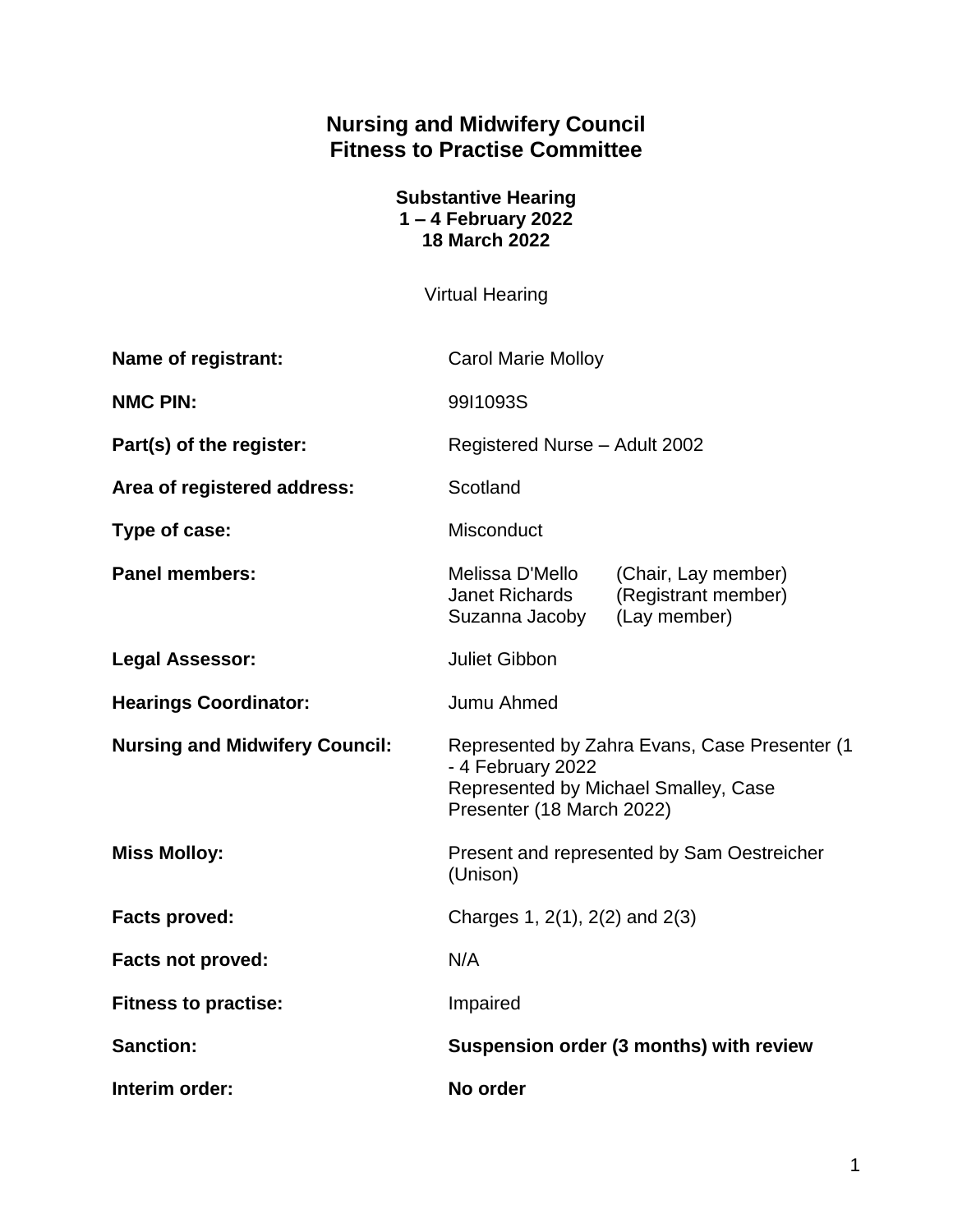# Nursing and Midwifery Council
# Fitness to Practise Committee

**Substantive Hearing**
**1 – 4 February 2022**
**18 March 2022**

Virtual Hearing

| | |
|---|---|
| **Name of registrant:** | Carol Marie Molloy |
| **NMC PIN:** | 99I1093S |
| **Part(s) of the register:** | Registered Nurse – Adult 2002 |
| **Area of registered address:** | Scotland |
| **Type of case:** | Misconduct |
| **Panel members:** | Melissa D'Mello (Chair, Lay member)<br>Janet Richards (Registrant member)<br>Suzanna Jacoby (Lay member) |
| **Legal Assessor:** | Juliet Gibbon |
| **Hearings Coordinator:** | Jumu Ahmed |
| **Nursing and Midwifery Council:** | Represented by Zahra Evans, Case Presenter (1 - 4 February 2022<br>Represented by Michael Smalley, Case Presenter (18 March 2022) |
| **Miss Molloy:** | Present and represented by Sam Oestreicher (Unison) |
| **Facts proved:** | Charges 1, 2(1), 2(2) and 2(3) |
| **Facts not proved:** | N/A |
| **Fitness to practise:** | Impaired |
| **Sanction:** | **Suspension order (3 months) with review** |
| **Interim order:** | **No order** |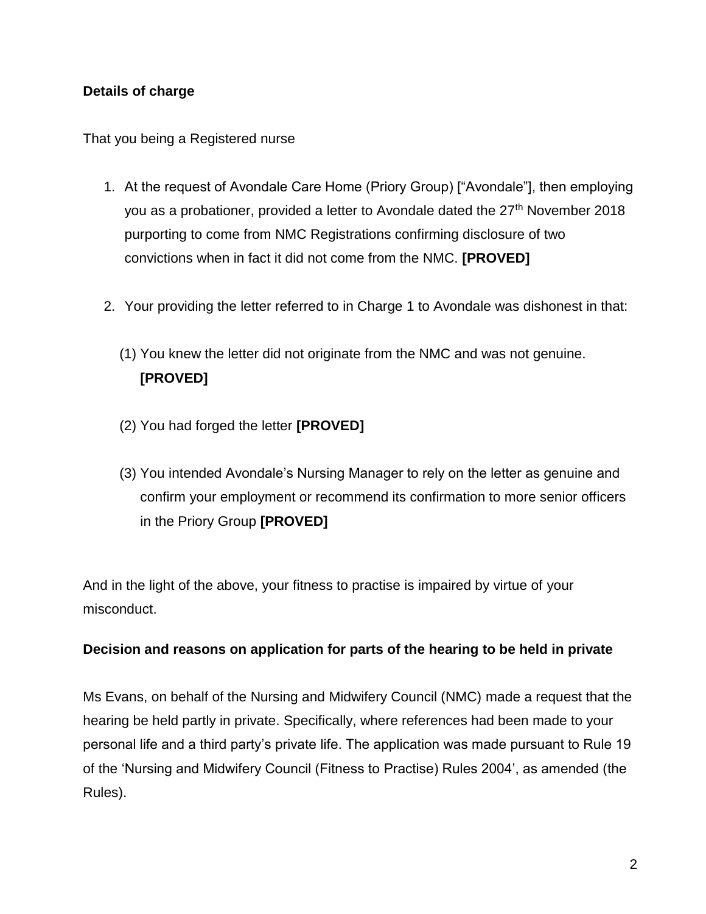**Details of charge**

That you being a Registered nurse

1. At the request of Avondale Care Home (Priory Group) ["Avondale"], then employing you as a probationer, provided a letter to Avondale dated the 27th November 2018 purporting to come from NMC Registrations confirming disclosure of two convictions when in fact it did not come from the NMC. **[PROVED]**

2. Your providing the letter referred to in Charge 1 to Avondale was dishonest in that:

   (1) You knew the letter did not originate from the NMC and was not genuine. **[PROVED]**

   (2) You had forged the letter **[PROVED]**

   (3) You intended Avondale's Nursing Manager to rely on the letter as genuine and confirm your employment or recommend its confirmation to more senior officers in the Priory Group **[PROVED]**

And in the light of the above, your fitness to practise is impaired by virtue of your misconduct.

**Decision and reasons on application for parts of the hearing to be held in private**

Ms Evans, on behalf of the Nursing and Midwifery Council (NMC) made a request that the hearing be held partly in private. Specifically, where references had been made to your personal life and a third party's private life. The application was made pursuant to Rule 19 of the 'Nursing and Midwifery Council (Fitness to Practise) Rules 2004', as amended (the Rules).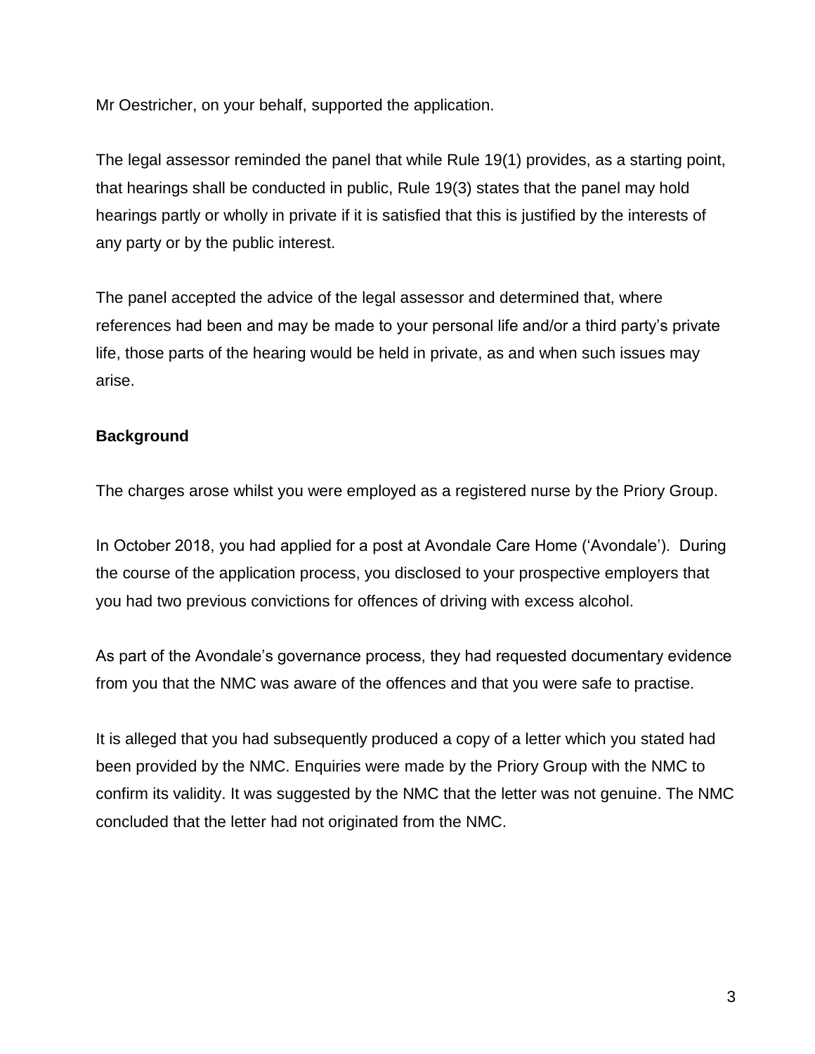Mr Oestricher, on your behalf, supported the application.

The legal assessor reminded the panel that while Rule 19(1) provides, as a starting point, that hearings shall be conducted in public, Rule 19(3) states that the panel may hold hearings partly or wholly in private if it is satisfied that this is justified by the interests of any party or by the public interest.

The panel accepted the advice of the legal assessor and determined that, where references had been and may be made to your personal life and/or a third party's private life, those parts of the hearing would be held in private, as and when such issues may arise.

**Background**

The charges arose whilst you were employed as a registered nurse by the Priory Group.

In October 2018, you had applied for a post at Avondale Care Home ('Avondale'). During the course of the application process, you disclosed to your prospective employers that you had two previous convictions for offences of driving with excess alcohol.

As part of the Avondale's governance process, they had requested documentary evidence from you that the NMC was aware of the offences and that you were safe to practise.

It is alleged that you had subsequently produced a copy of a letter which you stated had been provided by the NMC. Enquiries were made by the Priory Group with the NMC to confirm its validity. It was suggested by the NMC that the letter was not genuine. The NMC concluded that the letter had not originated from the NMC.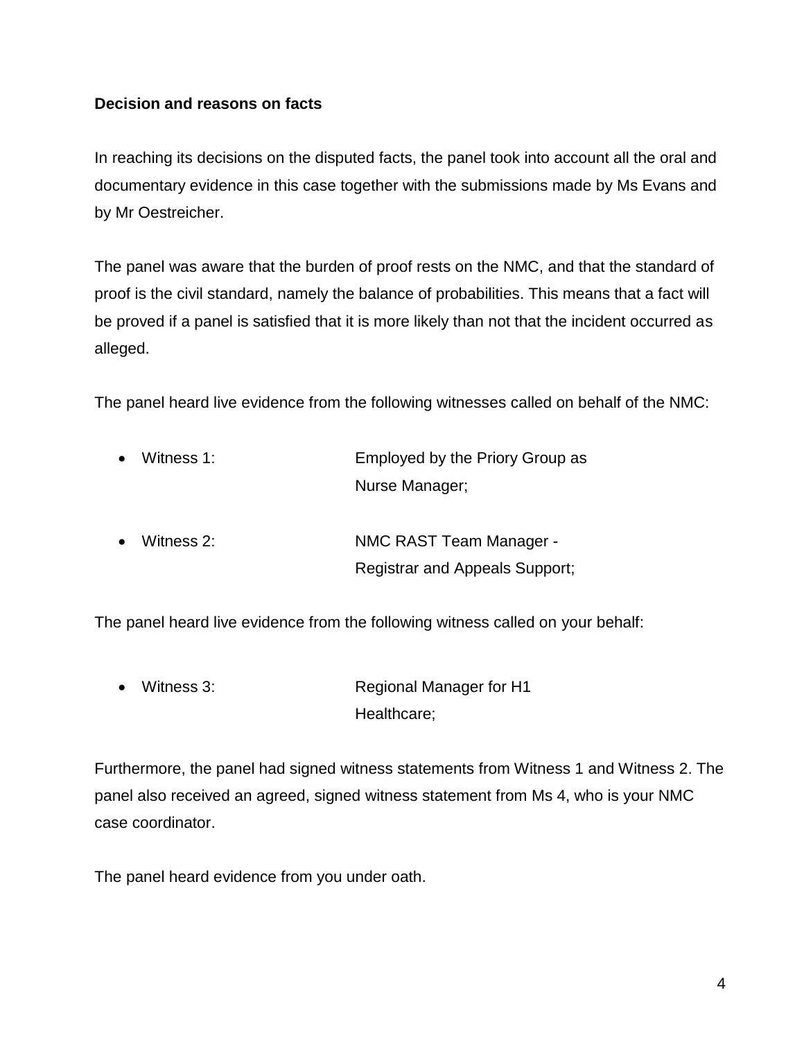**Decision and reasons on facts**

In reaching its decisions on the disputed facts, the panel took into account all the oral and documentary evidence in this case together with the submissions made by Ms Evans and by Mr Oestreicher.

The panel was aware that the burden of proof rests on the NMC, and that the standard of proof is the civil standard, namely the balance of probabilities. This means that a fact will be proved if a panel is satisfied that it is more likely than not that the incident occurred as alleged.

The panel heard live evidence from the following witnesses called on behalf of the NMC:

- Witness 1: Employed by the Priory Group as Nurse Manager;
- Witness 2: NMC RAST Team Manager - Registrar and Appeals Support;

The panel heard live evidence from the following witness called on your behalf:

- Witness 3: Regional Manager for H1 Healthcare;

Furthermore, the panel had signed witness statements from Witness 1 and Witness 2. The panel also received an agreed, signed witness statement from Ms 4, who is your NMC case coordinator.

The panel heard evidence from you under oath.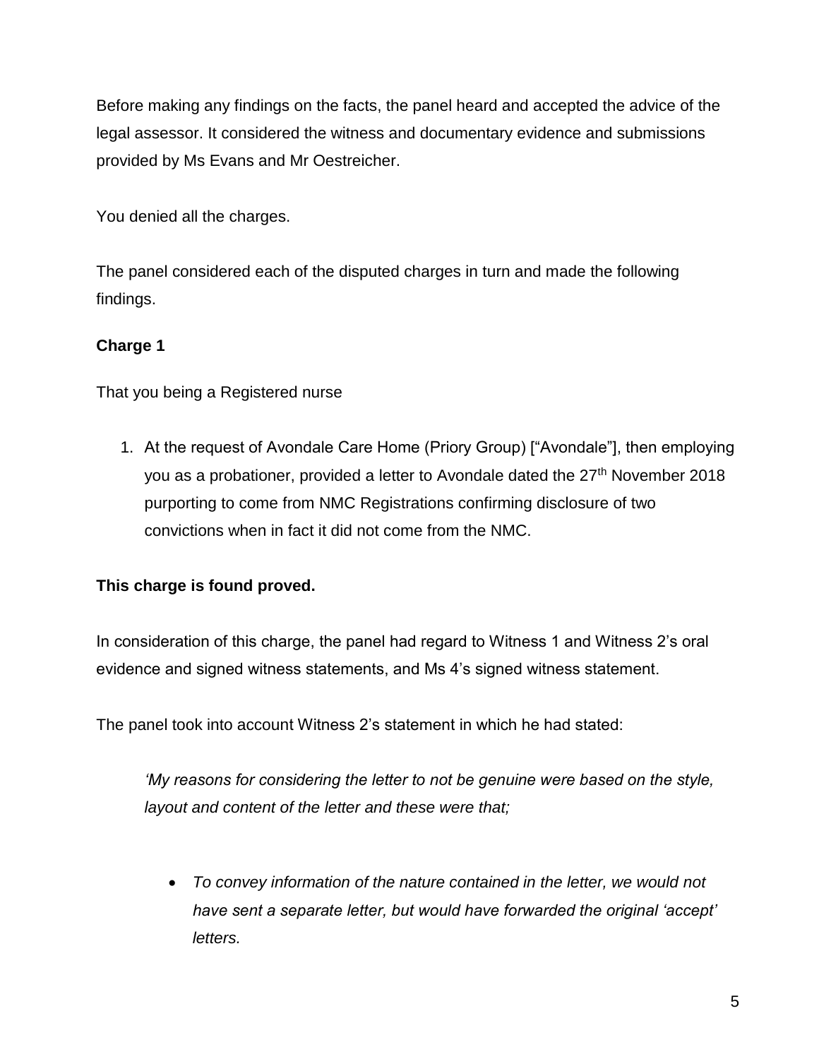Before making any findings on the facts, the panel heard and accepted the advice of the legal assessor. It considered the witness and documentary evidence and submissions provided by Ms Evans and Mr Oestreicher.

You denied all the charges.

The panel considered each of the disputed charges in turn and made the following findings.

**Charge 1**

That you being a Registered nurse

1. At the request of Avondale Care Home (Priory Group) ["Avondale"], then employing you as a probationer, provided a letter to Avondale dated the 27th November 2018 purporting to come from NMC Registrations confirming disclosure of two convictions when in fact it did not come from the NMC.

**This charge is found proved.**

In consideration of this charge, the panel had regard to Witness 1 and Witness 2's oral evidence and signed witness statements, and Ms 4's signed witness statement.

The panel took into account Witness 2's statement in which he had stated:

> *'My reasons for considering the letter to not be genuine were based on the style, layout and content of the letter and these were that;*
>
> - *To convey information of the nature contained in the letter, we would not have sent a separate letter, but would have forwarded the original 'accept' letters.*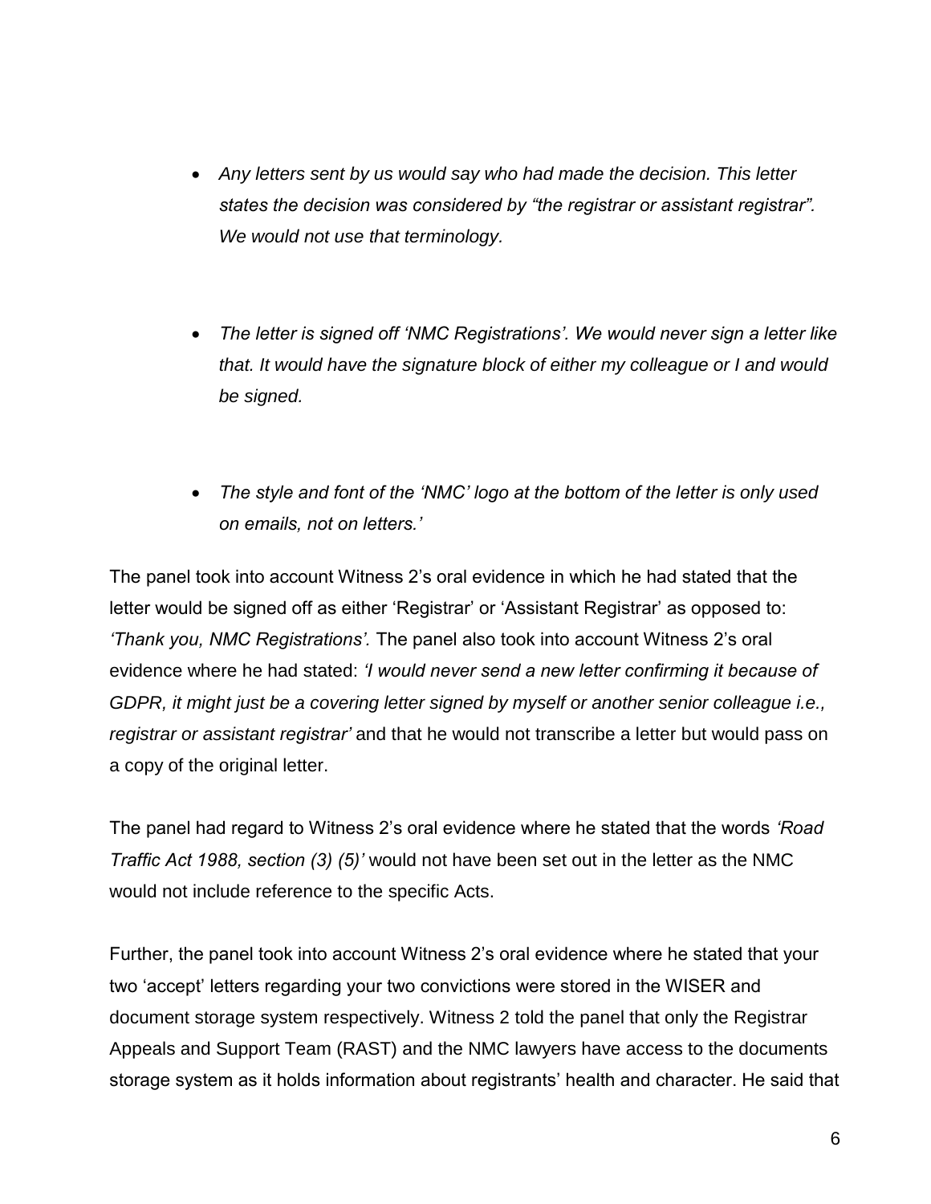- *Any letters sent by us would say who had made the decision. This letter states the decision was considered by "the registrar or assistant registrar". We would not use that terminology.*

- *The letter is signed off 'NMC Registrations'. We would never sign a letter like that. It would have the signature block of either my colleague or I and would be signed.*

- *The style and font of the 'NMC' logo at the bottom of the letter is only used on emails, not on letters.'*

The panel took into account Witness 2's oral evidence in which he had stated that the letter would be signed off as either 'Registrar' or 'Assistant Registrar' as opposed to: *'Thank you, NMC Registrations'.* The panel also took into account Witness 2's oral evidence where he had stated: *'I would never send a new letter confirming it because of GDPR, it might just be a covering letter signed by myself or another senior colleague i.e., registrar or assistant registrar'* and that he would not transcribe a letter but would pass on a copy of the original letter.

The panel had regard to Witness 2's oral evidence where he stated that the words *'Road Traffic Act 1988, section (3) (5)'* would not have been set out in the letter as the NMC would not include reference to the specific Acts.

Further, the panel took into account Witness 2's oral evidence where he stated that your two 'accept' letters regarding your two convictions were stored in the WISER and document storage system respectively. Witness 2 told the panel that only the Registrar Appeals and Support Team (RAST) and the NMC lawyers have access to the documents storage system as it holds information about registrants' health and character. He said that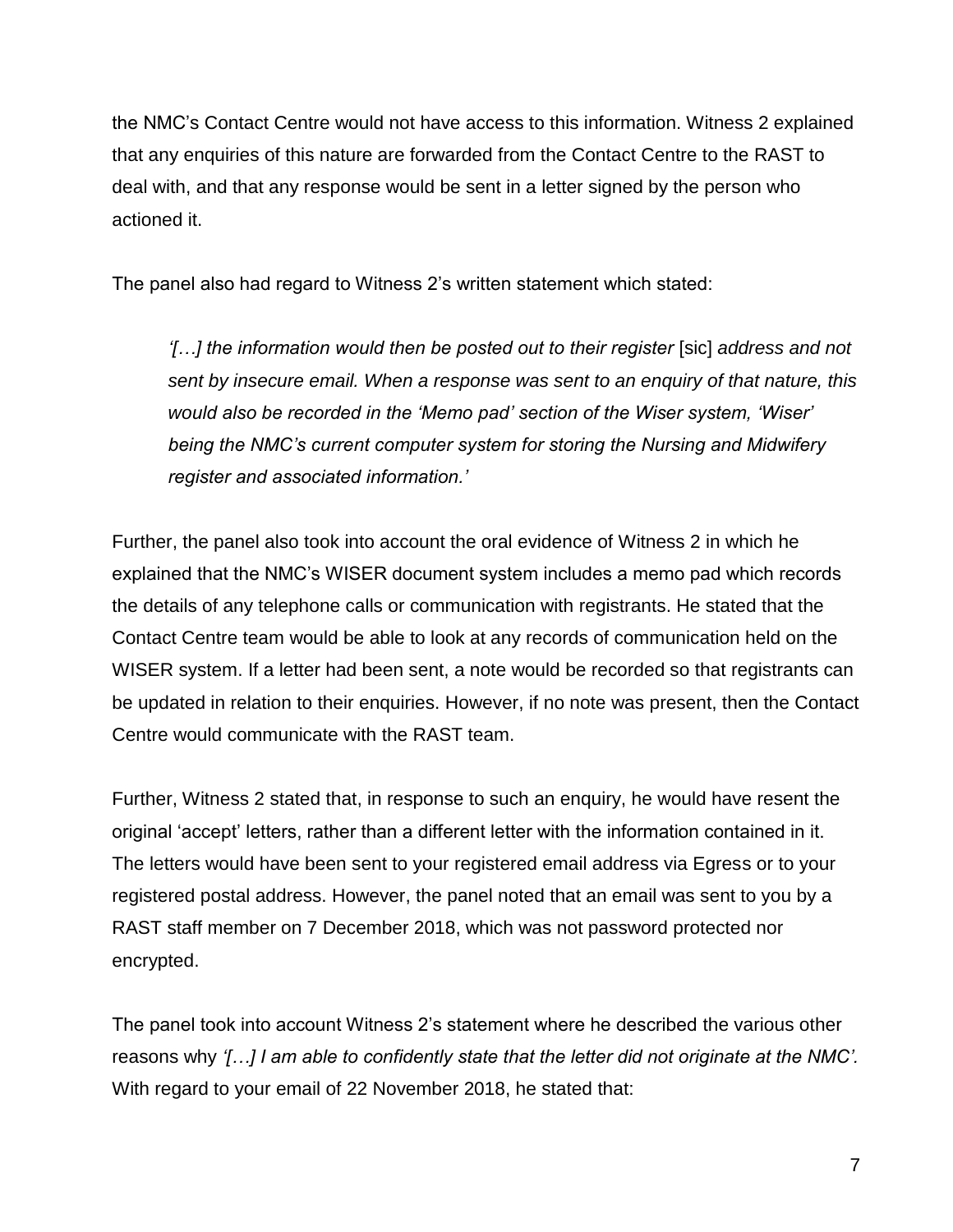the NMC's Contact Centre would not have access to this information. Witness 2 explained that any enquiries of this nature are forwarded from the Contact Centre to the RAST to deal with, and that any response would be sent in a letter signed by the person who actioned it.

The panel also had regard to Witness 2's written statement which stated:

> *'[…] the information would then be posted out to their register* [sic] *address and not sent by insecure email. When a response was sent to an enquiry of that nature, this would also be recorded in the 'Memo pad' section of the Wiser system, 'Wiser' being the NMC's current computer system for storing the Nursing and Midwifery register and associated information.'*

Further, the panel also took into account the oral evidence of Witness 2 in which he explained that the NMC's WISER document system includes a memo pad which records the details of any telephone calls or communication with registrants. He stated that the Contact Centre team would be able to look at any records of communication held on the WISER system. If a letter had been sent, a note would be recorded so that registrants can be updated in relation to their enquiries. However, if no note was present, then the Contact Centre would communicate with the RAST team.

Further, Witness 2 stated that, in response to such an enquiry, he would have resent the original 'accept' letters, rather than a different letter with the information contained in it. The letters would have been sent to your registered email address via Egress or to your registered postal address. However, the panel noted that an email was sent to you by a RAST staff member on 7 December 2018, which was not password protected nor encrypted.

The panel took into account Witness 2's statement where he described the various other reasons why *'[…] I am able to confidently state that the letter did not originate at the NMC'.* With regard to your email of 22 November 2018, he stated that: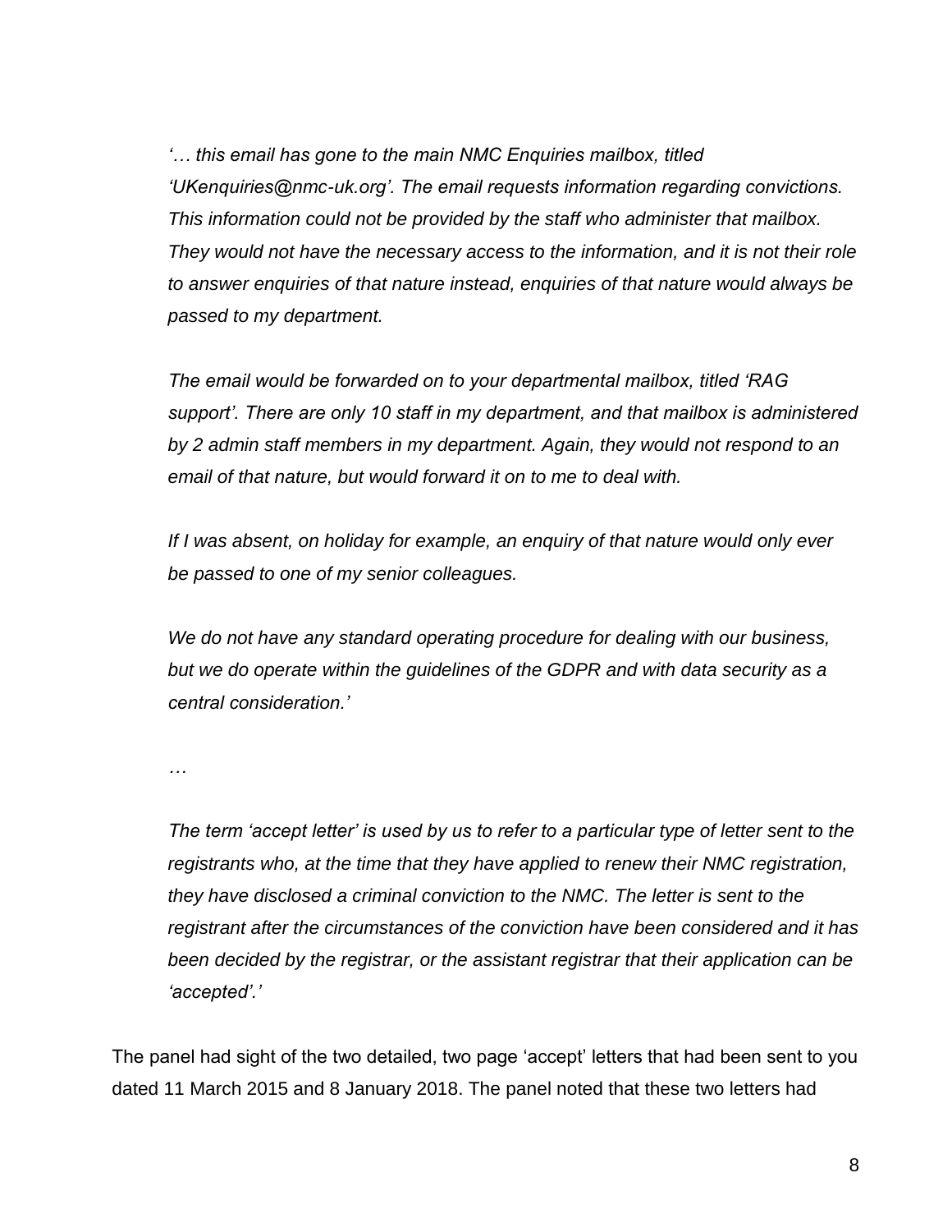*'… this email has gone to the main NMC Enquiries mailbox, titled 'UKenquiries@nmc-uk.org'. The email requests information regarding convictions. This information could not be provided by the staff who administer that mailbox. They would not have the necessary access to the information, and it is not their role to answer enquiries of that nature instead, enquiries of that nature would always be passed to my department.*

*The email would be forwarded on to your departmental mailbox, titled 'RAG support'. There are only 10 staff in my department, and that mailbox is administered by 2 admin staff members in my department. Again, they would not respond to an email of that nature, but would forward it on to me to deal with.*

*If I was absent, on holiday for example, an enquiry of that nature would only ever be passed to one of my senior colleagues.*

*We do not have any standard operating procedure for dealing with our business, but we do operate within the guidelines of the GDPR and with data security as a central consideration.'*

*…*

*The term 'accept letter' is used by us to refer to a particular type of letter sent to the registrants who, at the time that they have applied to renew their NMC registration, they have disclosed a criminal conviction to the NMC. The letter is sent to the registrant after the circumstances of the conviction have been considered and it has been decided by the registrar, or the assistant registrar that their application can be 'accepted'.'*

The panel had sight of the two detailed, two page 'accept' letters that had been sent to you dated 11 March 2015 and 8 January 2018. The panel noted that these two letters had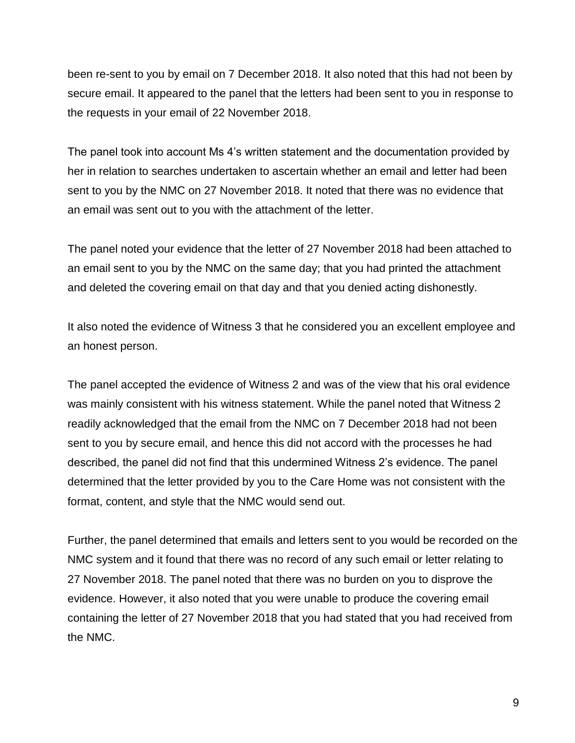been re-sent to you by email on 7 December 2018. It also noted that this had not been by secure email. It appeared to the panel that the letters had been sent to you in response to the requests in your email of 22 November 2018.

The panel took into account Ms 4's written statement and the documentation provided by her in relation to searches undertaken to ascertain whether an email and letter had been sent to you by the NMC on 27 November 2018. It noted that there was no evidence that an email was sent out to you with the attachment of the letter.

The panel noted your evidence that the letter of 27 November 2018 had been attached to an email sent to you by the NMC on the same day; that you had printed the attachment and deleted the covering email on that day and that you denied acting dishonestly.

It also noted the evidence of Witness 3 that he considered you an excellent employee and an honest person.

The panel accepted the evidence of Witness 2 and was of the view that his oral evidence was mainly consistent with his witness statement. While the panel noted that Witness 2 readily acknowledged that the email from the NMC on 7 December 2018 had not been sent to you by secure email, and hence this did not accord with the processes he had described, the panel did not find that this undermined Witness 2's evidence. The panel determined that the letter provided by you to the Care Home was not consistent with the format, content, and style that the NMC would send out.

Further, the panel determined that emails and letters sent to you would be recorded on the NMC system and it found that there was no record of any such email or letter relating to 27 November 2018. The panel noted that there was no burden on you to disprove the evidence. However, it also noted that you were unable to produce the covering email containing the letter of 27 November 2018 that you had stated that you had received from the NMC.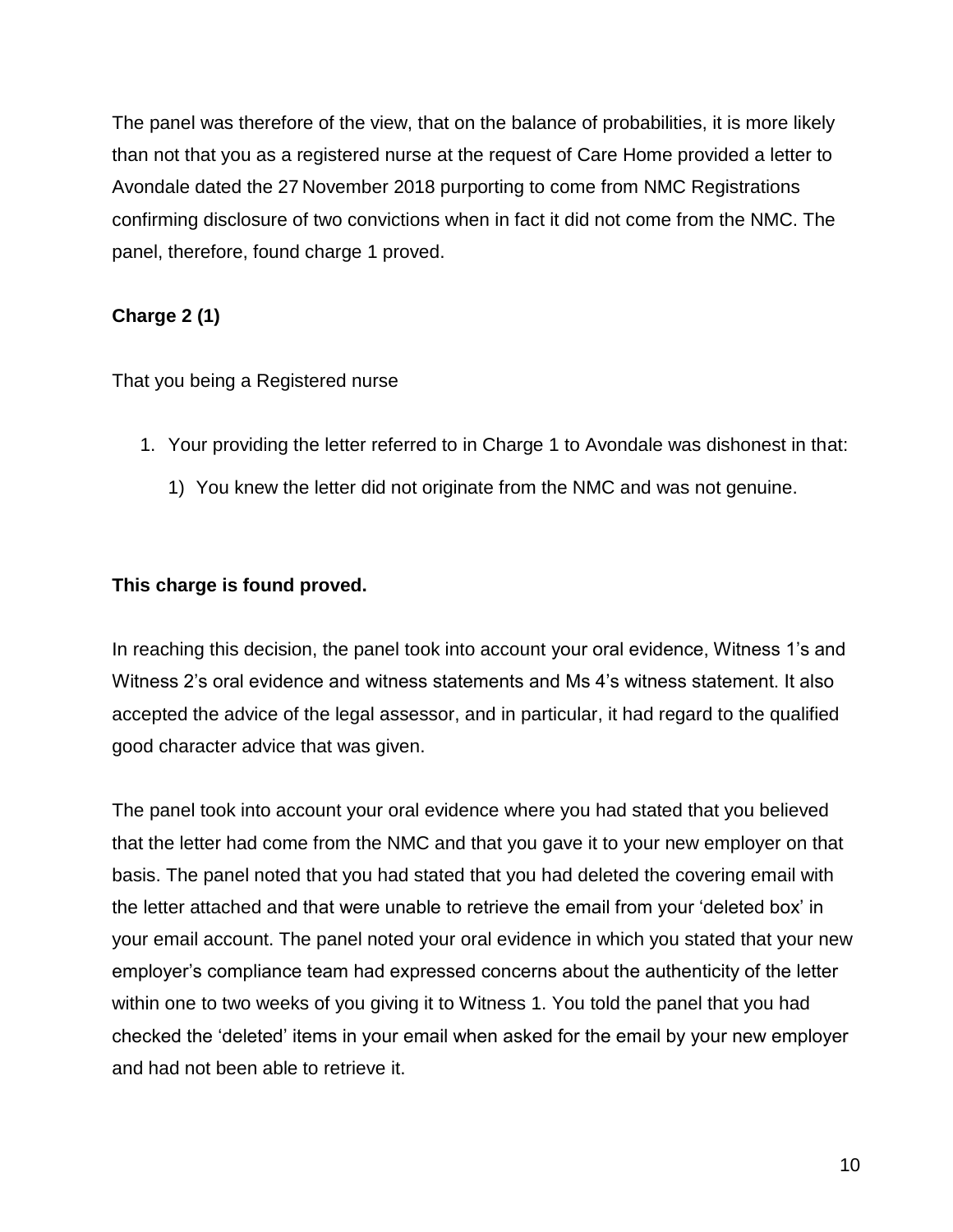The panel was therefore of the view, that on the balance of probabilities, it is more likely than not that you as a registered nurse at the request of Care Home provided a letter to Avondale dated the 27 November 2018 purporting to come from NMC Registrations confirming disclosure of two convictions when in fact it did not come from the NMC. The panel, therefore, found charge 1 proved.

**Charge 2 (1)**

That you being a Registered nurse

1. Your providing the letter referred to in Charge 1 to Avondale was dishonest in that:
   1) You knew the letter did not originate from the NMC and was not genuine.

**This charge is found proved.**

In reaching this decision, the panel took into account your oral evidence, Witness 1's and Witness 2's oral evidence and witness statements and Ms 4's witness statement. It also accepted the advice of the legal assessor, and in particular, it had regard to the qualified good character advice that was given.

The panel took into account your oral evidence where you had stated that you believed that the letter had come from the NMC and that you gave it to your new employer on that basis. The panel noted that you had stated that you had deleted the covering email with the letter attached and that were unable to retrieve the email from your 'deleted box' in your email account. The panel noted your oral evidence in which you stated that your new employer's compliance team had expressed concerns about the authenticity of the letter within one to two weeks of you giving it to Witness 1. You told the panel that you had checked the 'deleted' items in your email when asked for the email by your new employer and had not been able to retrieve it.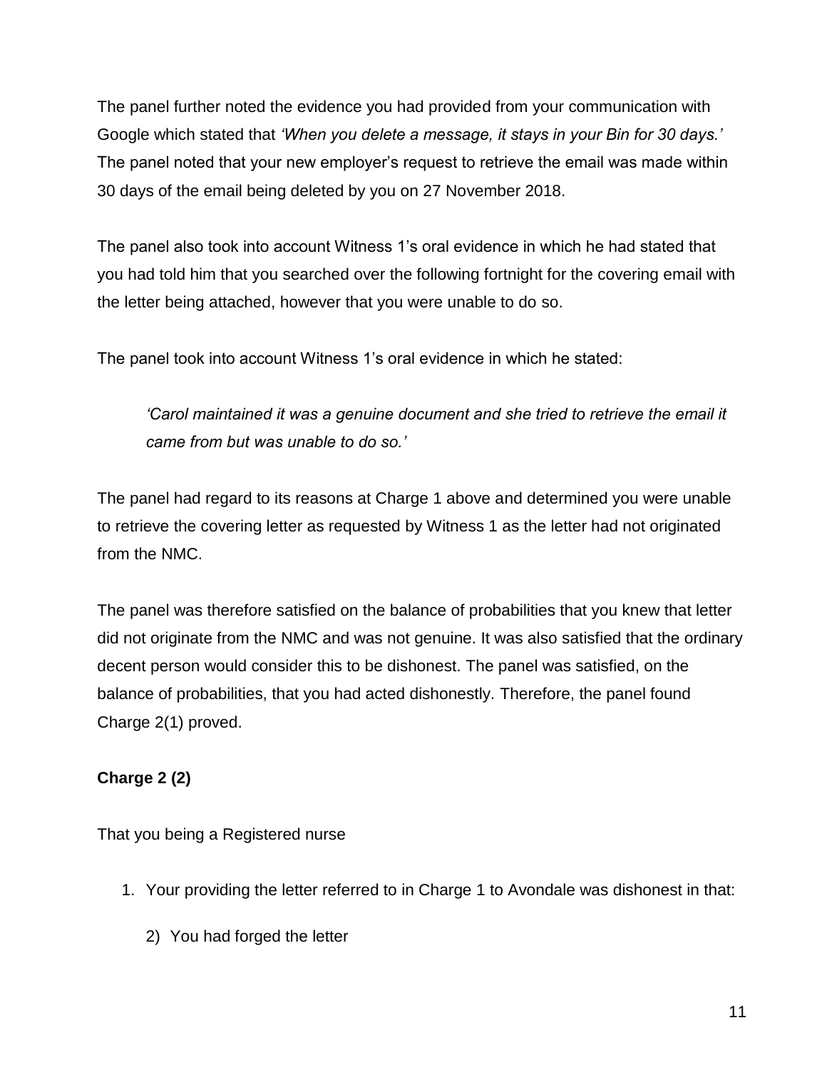The panel further noted the evidence you had provided from your communication with Google which stated that *'When you delete a message, it stays in your Bin for 30 days.'* The panel noted that your new employer's request to retrieve the email was made within 30 days of the email being deleted by you on 27 November 2018.

The panel also took into account Witness 1's oral evidence in which he had stated that you had told him that you searched over the following fortnight for the covering email with the letter being attached, however that you were unable to do so.

The panel took into account Witness 1's oral evidence in which he stated:

> *'Carol maintained it was a genuine document and she tried to retrieve the email it came from but was unable to do so.'*

The panel had regard to its reasons at Charge 1 above and determined you were unable to retrieve the covering letter as requested by Witness 1 as the letter had not originated from the NMC.

The panel was therefore satisfied on the balance of probabilities that you knew that letter did not originate from the NMC and was not genuine. It was also satisfied that the ordinary decent person would consider this to be dishonest. The panel was satisfied, on the balance of probabilities, that you had acted dishonestly. Therefore, the panel found Charge 2(1) proved.

**Charge 2 (2)**

That you being a Registered nurse

1. Your providing the letter referred to in Charge 1 to Avondale was dishonest in that:

    2) You had forged the letter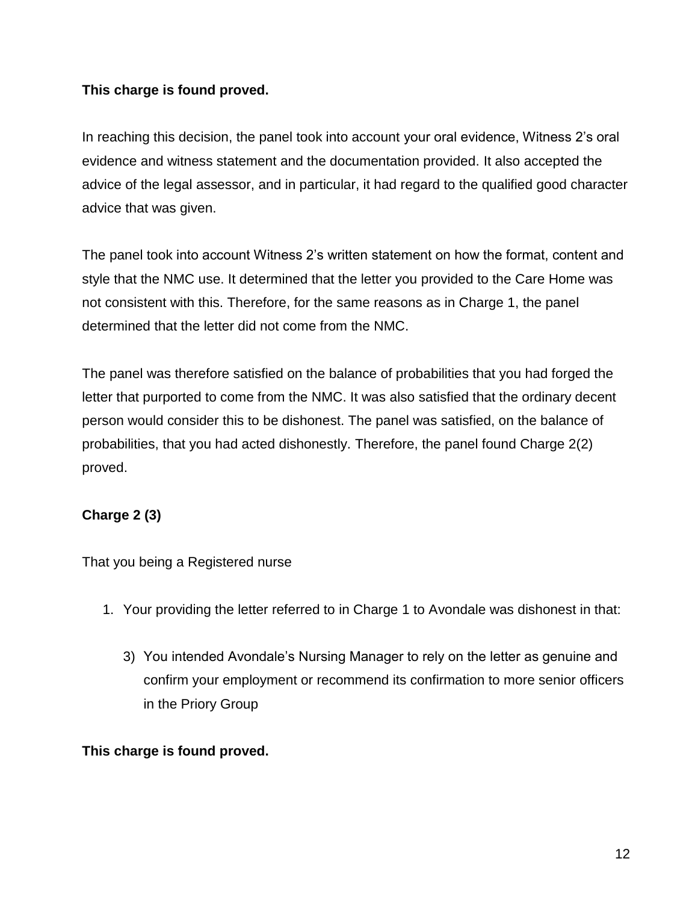**This charge is found proved.**

In reaching this decision, the panel took into account your oral evidence, Witness 2's oral evidence and witness statement and the documentation provided. It also accepted the advice of the legal assessor, and in particular, it had regard to the qualified good character advice that was given.

The panel took into account Witness 2's written statement on how the format, content and style that the NMC use. It determined that the letter you provided to the Care Home was not consistent with this. Therefore, for the same reasons as in Charge 1, the panel determined that the letter did not come from the NMC.

The panel was therefore satisfied on the balance of probabilities that you had forged the letter that purported to come from the NMC. It was also satisfied that the ordinary decent person would consider this to be dishonest. The panel was satisfied, on the balance of probabilities, that you had acted dishonestly. Therefore, the panel found Charge 2(2) proved.

**Charge 2 (3)**

That you being a Registered nurse

1. Your providing the letter referred to in Charge 1 to Avondale was dishonest in that:

    3) You intended Avondale's Nursing Manager to rely on the letter as genuine and confirm your employment or recommend its confirmation to more senior officers in the Priory Group

**This charge is found proved.**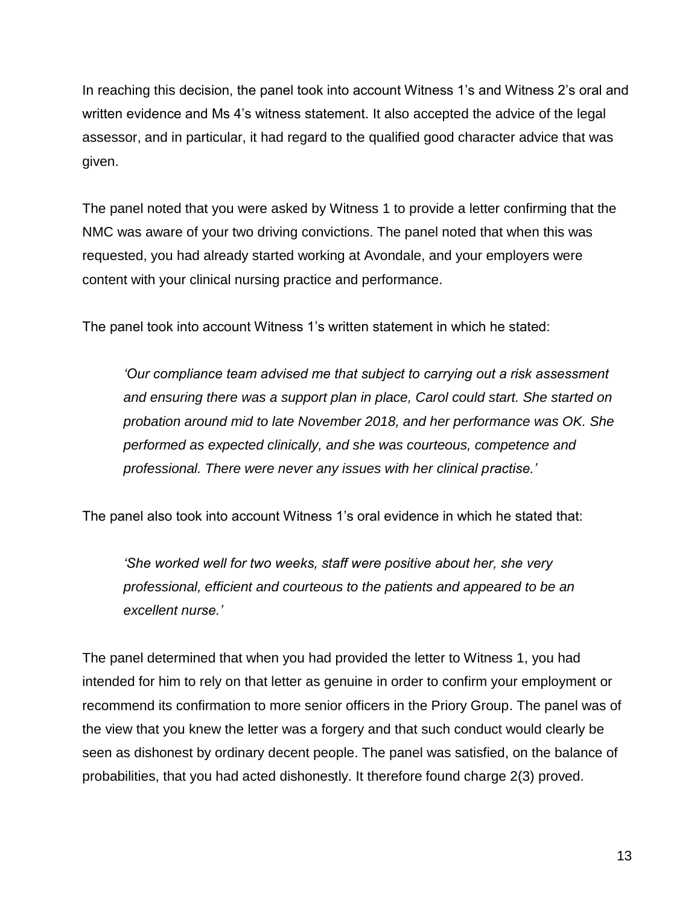In reaching this decision, the panel took into account Witness 1's and Witness 2's oral and written evidence and Ms 4's witness statement. It also accepted the advice of the legal assessor, and in particular, it had regard to the qualified good character advice that was given.

The panel noted that you were asked by Witness 1 to provide a letter confirming that the NMC was aware of your two driving convictions. The panel noted that when this was requested, you had already started working at Avondale, and your employers were content with your clinical nursing practice and performance.

The panel took into account Witness 1's written statement in which he stated:

> *'Our compliance team advised me that subject to carrying out a risk assessment and ensuring there was a support plan in place, Carol could start. She started on probation around mid to late November 2018, and her performance was OK. She performed as expected clinically, and she was courteous, competence and professional. There were never any issues with her clinical practise.'*

The panel also took into account Witness 1's oral evidence in which he stated that:

> *'She worked well for two weeks, staff were positive about her, she very professional, efficient and courteous to the patients and appeared to be an excellent nurse.'*

The panel determined that when you had provided the letter to Witness 1, you had intended for him to rely on that letter as genuine in order to confirm your employment or recommend its confirmation to more senior officers in the Priory Group. The panel was of the view that you knew the letter was a forgery and that such conduct would clearly be seen as dishonest by ordinary decent people. The panel was satisfied, on the balance of probabilities, that you had acted dishonestly. It therefore found charge 2(3) proved.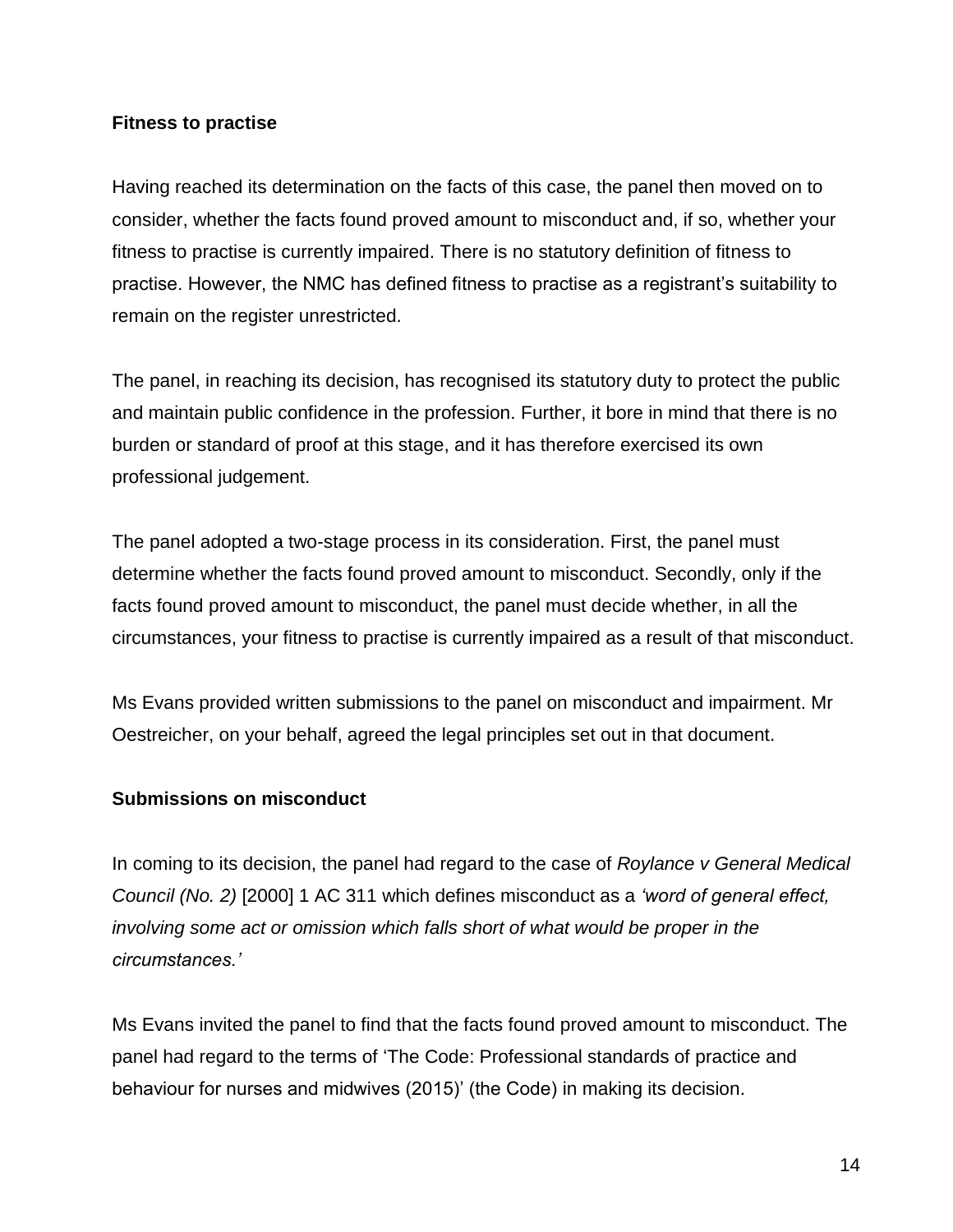**Fitness to practise**

Having reached its determination on the facts of this case, the panel then moved on to consider, whether the facts found proved amount to misconduct and, if so, whether your fitness to practise is currently impaired. There is no statutory definition of fitness to practise. However, the NMC has defined fitness to practise as a registrant's suitability to remain on the register unrestricted.

The panel, in reaching its decision, has recognised its statutory duty to protect the public and maintain public confidence in the profession. Further, it bore in mind that there is no burden or standard of proof at this stage, and it has therefore exercised its own professional judgement.

The panel adopted a two-stage process in its consideration. First, the panel must determine whether the facts found proved amount to misconduct. Secondly, only if the facts found proved amount to misconduct, the panel must decide whether, in all the circumstances, your fitness to practise is currently impaired as a result of that misconduct.

Ms Evans provided written submissions to the panel on misconduct and impairment. Mr Oestreicher, on your behalf, agreed the legal principles set out in that document.

**Submissions on misconduct**

In coming to its decision, the panel had regard to the case of *Roylance v General Medical Council (No. 2)* [2000] 1 AC 311 which defines misconduct as a *'word of general effect, involving some act or omission which falls short of what would be proper in the circumstances.'*

Ms Evans invited the panel to find that the facts found proved amount to misconduct. The panel had regard to the terms of 'The Code: Professional standards of practice and behaviour for nurses and midwives (2015)' (the Code) in making its decision.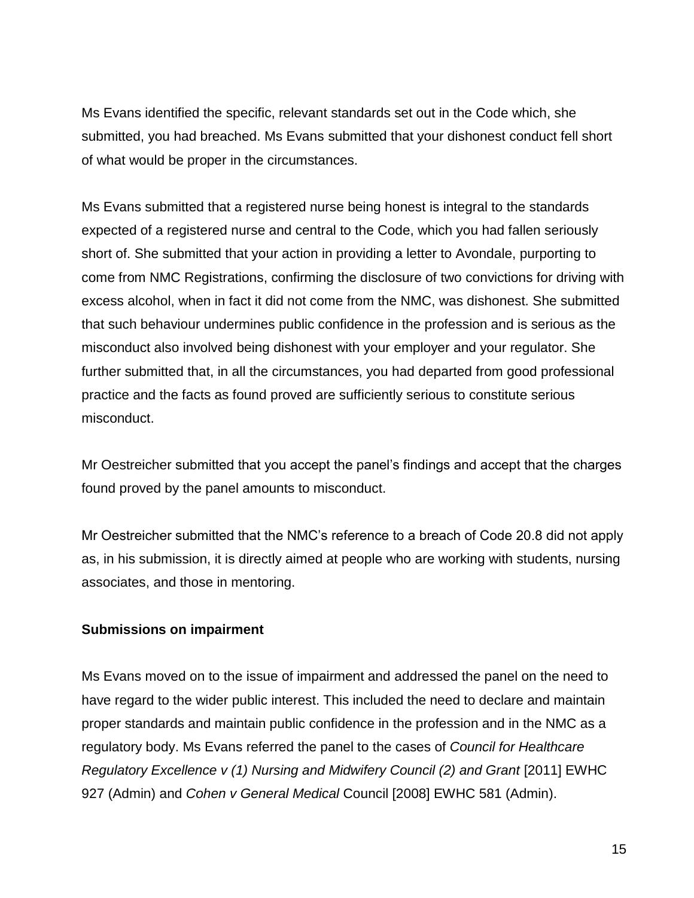Ms Evans identified the specific, relevant standards set out in the Code which, she submitted, you had breached. Ms Evans submitted that your dishonest conduct fell short of what would be proper in the circumstances.

Ms Evans submitted that a registered nurse being honest is integral to the standards expected of a registered nurse and central to the Code, which you had fallen seriously short of. She submitted that your action in providing a letter to Avondale, purporting to come from NMC Registrations, confirming the disclosure of two convictions for driving with excess alcohol, when in fact it did not come from the NMC, was dishonest. She submitted that such behaviour undermines public confidence in the profession and is serious as the misconduct also involved being dishonest with your employer and your regulator. She further submitted that, in all the circumstances, you had departed from good professional practice and the facts as found proved are sufficiently serious to constitute serious misconduct.

Mr Oestreicher submitted that you accept the panel's findings and accept that the charges found proved by the panel amounts to misconduct.

Mr Oestreicher submitted that the NMC's reference to a breach of Code 20.8 did not apply as, in his submission, it is directly aimed at people who are working with students, nursing associates, and those in mentoring.

**Submissions on impairment**

Ms Evans moved on to the issue of impairment and addressed the panel on the need to have regard to the wider public interest. This included the need to declare and maintain proper standards and maintain public confidence in the profession and in the NMC as a regulatory body. Ms Evans referred the panel to the cases of *Council for Healthcare Regulatory Excellence v (1) Nursing and Midwifery Council (2) and Grant* [2011] EWHC 927 (Admin) and *Cohen v General Medical* Council [2008] EWHC 581 (Admin).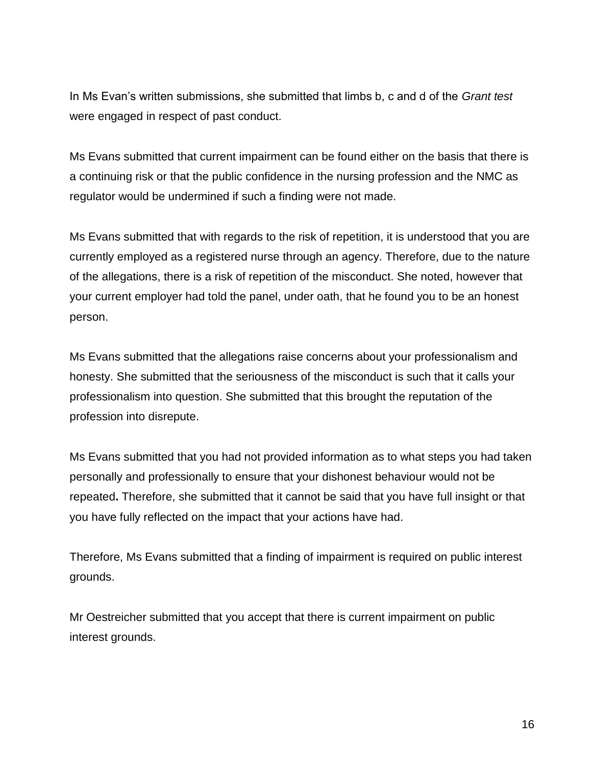In Ms Evan’s written submissions, she submitted that limbs b, c and d of the *Grant test* were engaged in respect of past conduct.

Ms Evans submitted that current impairment can be found either on the basis that there is a continuing risk or that the public confidence in the nursing profession and the NMC as regulator would be undermined if such a finding were not made.

Ms Evans submitted that with regards to the risk of repetition, it is understood that you are currently employed as a registered nurse through an agency. Therefore, due to the nature of the allegations, there is a risk of repetition of the misconduct. She noted, however that your current employer had told the panel, under oath, that he found you to be an honest person.

Ms Evans submitted that the allegations raise concerns about your professionalism and honesty. She submitted that the seriousness of the misconduct is such that it calls your professionalism into question. She submitted that this brought the reputation of the profession into disrepute.

Ms Evans submitted that you had not provided information as to what steps you had taken personally and professionally to ensure that your dishonest behaviour would not be repeated**.** Therefore, she submitted that it cannot be said that you have full insight or that you have fully reflected on the impact that your actions have had.

Therefore, Ms Evans submitted that a finding of impairment is required on public interest grounds.

Mr Oestreicher submitted that you accept that there is current impairment on public interest grounds.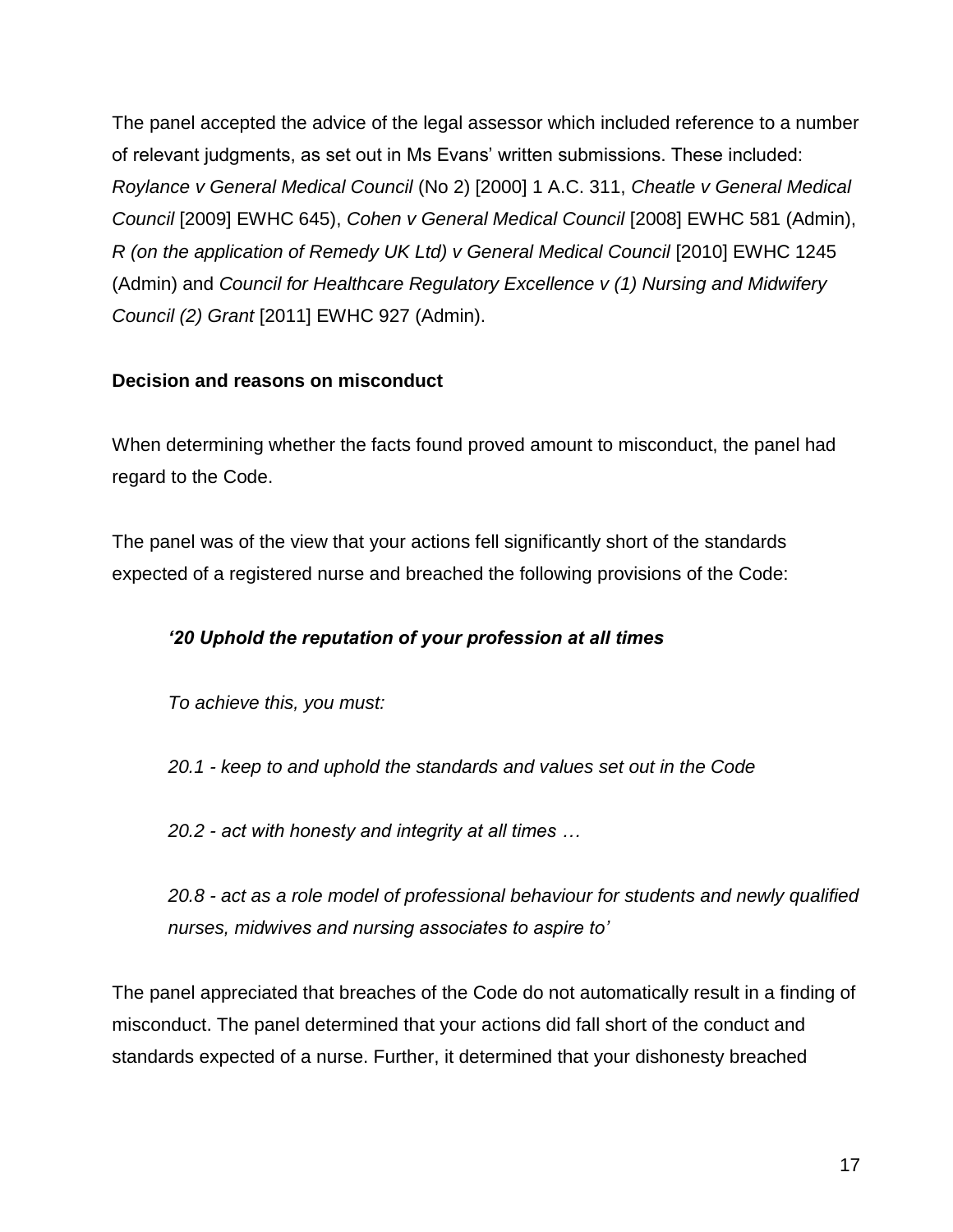The panel accepted the advice of the legal assessor which included reference to a number of relevant judgments, as set out in Ms Evans' written submissions. These included: *Roylance v General Medical Council* (No 2) [2000] 1 A.C. 311, *Cheatle v General Medical Council* [2009] EWHC 645), *Cohen v General Medical Council* [2008] EWHC 581 (Admin), *R (on the application of Remedy UK Ltd) v General Medical Council* [2010] EWHC 1245 (Admin) and *Council for Healthcare Regulatory Excellence v (1) Nursing and Midwifery Council (2) Grant* [2011] EWHC 927 (Admin).

**Decision and reasons on misconduct**

When determining whether the facts found proved amount to misconduct, the panel had regard to the Code.

The panel was of the view that your actions fell significantly short of the standards expected of a registered nurse and breached the following provisions of the Code:

> ***'20 Uphold the reputation of your profession at all times***
>
> *To achieve this, you must:*
>
> *20.1 - keep to and uphold the standards and values set out in the Code*
>
> *20.2 - act with honesty and integrity at all times …*
>
> *20.8 - act as a role model of professional behaviour for students and newly qualified nurses, midwives and nursing associates to aspire to'*

The panel appreciated that breaches of the Code do not automatically result in a finding of misconduct. The panel determined that your actions did fall short of the conduct and standards expected of a nurse. Further, it determined that your dishonesty breached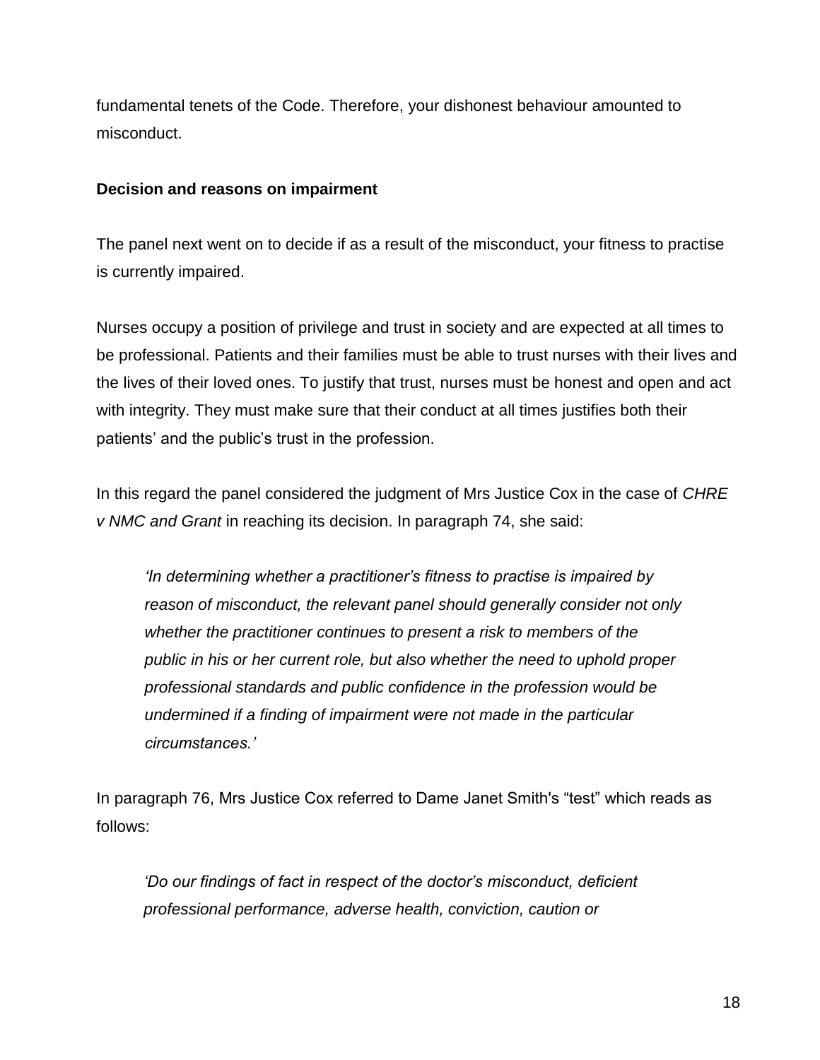fundamental tenets of the Code. Therefore, your dishonest behaviour amounted to misconduct.

**Decision and reasons on impairment**

The panel next went on to decide if as a result of the misconduct, your fitness to practise is currently impaired.

Nurses occupy a position of privilege and trust in society and are expected at all times to be professional. Patients and their families must be able to trust nurses with their lives and the lives of their loved ones. To justify that trust, nurses must be honest and open and act with integrity. They must make sure that their conduct at all times justifies both their patients' and the public's trust in the profession.

In this regard the panel considered the judgment of Mrs Justice Cox in the case of *CHRE v NMC and Grant* in reaching its decision. In paragraph 74, she said:

> *'In determining whether a practitioner's fitness to practise is impaired by reason of misconduct, the relevant panel should generally consider not only whether the practitioner continues to present a risk to members of the public in his or her current role, but also whether the need to uphold proper professional standards and public confidence in the profession would be undermined if a finding of impairment were not made in the particular circumstances.'*

In paragraph 76, Mrs Justice Cox referred to Dame Janet Smith's "test" which reads as follows:

> *'Do our findings of fact in respect of the doctor's misconduct, deficient professional performance, adverse health, conviction, caution or*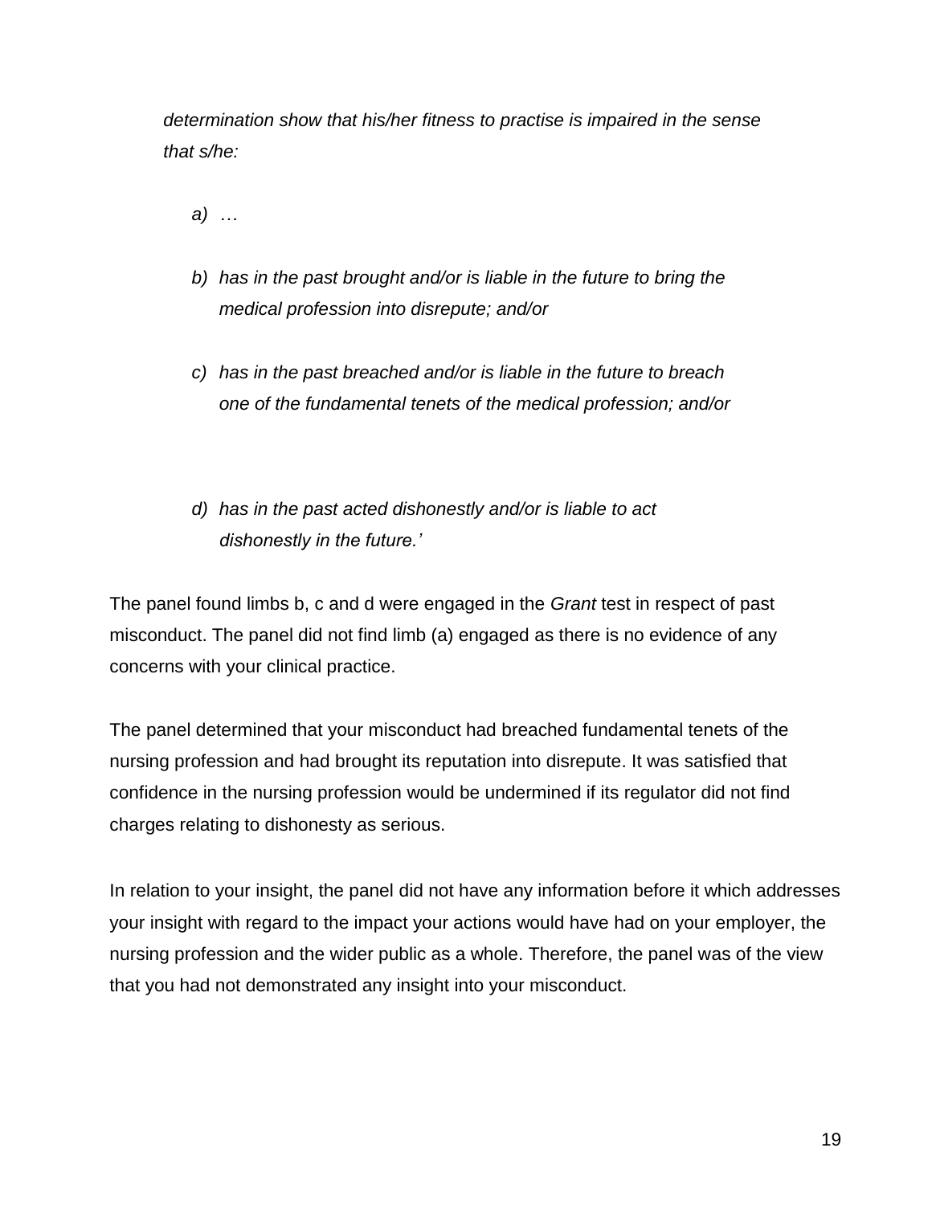*determination show that his/her fitness to practise is impaired in the sense that s/he:*

*a) …*

*b) has in the past brought and/or is liable in the future to bring the medical profession into disrepute; and/or*

*c) has in the past breached and/or is liable in the future to breach one of the fundamental tenets of the medical profession; and/or*

*d) has in the past acted dishonestly and/or is liable to act dishonestly in the future.'*

The panel found limbs b, c and d were engaged in the *Grant* test in respect of past misconduct. The panel did not find limb (a) engaged as there is no evidence of any concerns with your clinical practice.

The panel determined that your misconduct had breached fundamental tenets of the nursing profession and had brought its reputation into disrepute. It was satisfied that confidence in the nursing profession would be undermined if its regulator did not find charges relating to dishonesty as serious.

In relation to your insight, the panel did not have any information before it which addresses your insight with regard to the impact your actions would have had on your employer, the nursing profession and the wider public as a whole. Therefore, the panel was of the view that you had not demonstrated any insight into your misconduct.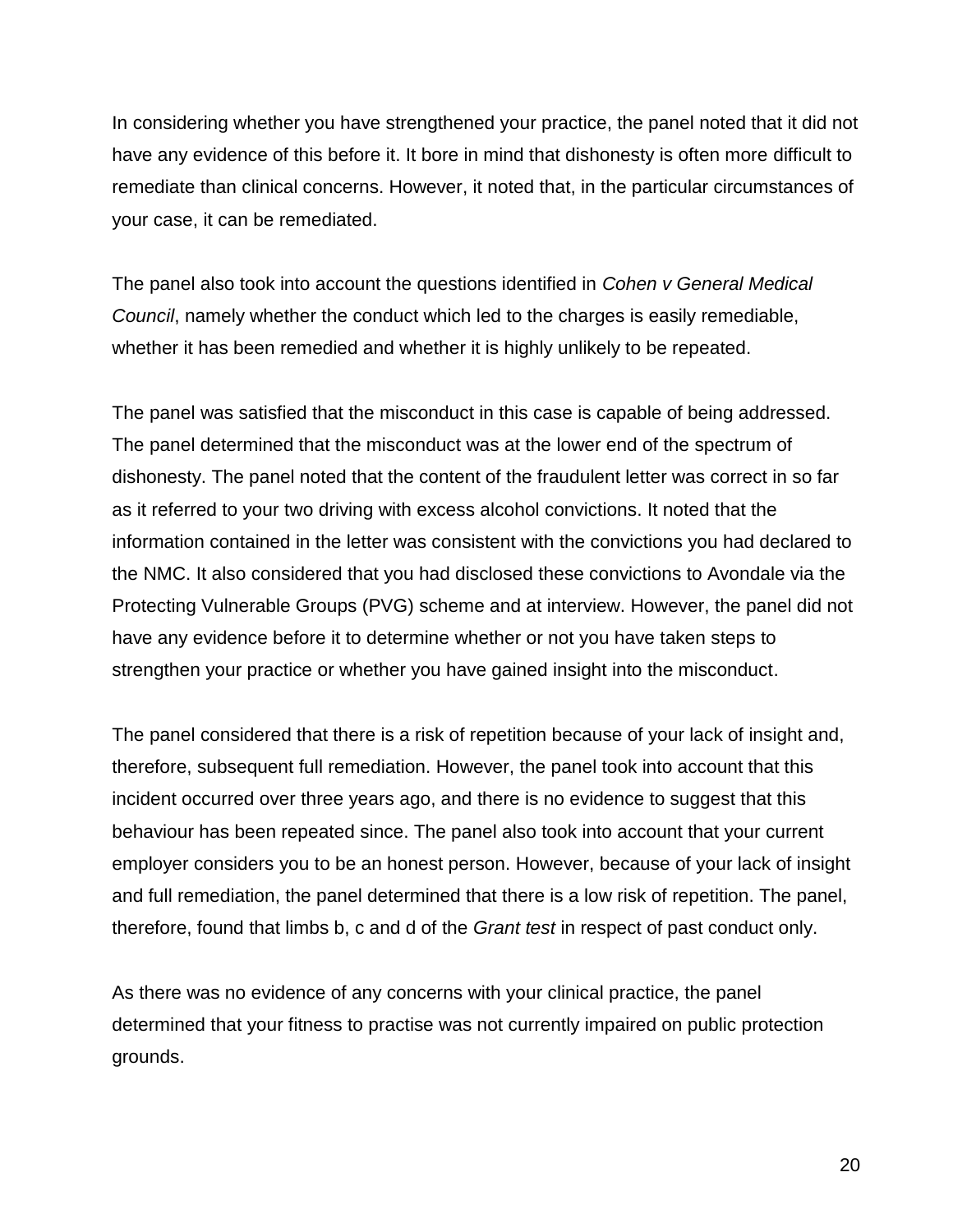In considering whether you have strengthened your practice, the panel noted that it did not have any evidence of this before it. It bore in mind that dishonesty is often more difficult to remediate than clinical concerns. However, it noted that, in the particular circumstances of your case, it can be remediated.

The panel also took into account the questions identified in *Cohen v General Medical Council*, namely whether the conduct which led to the charges is easily remediable, whether it has been remedied and whether it is highly unlikely to be repeated.

The panel was satisfied that the misconduct in this case is capable of being addressed. The panel determined that the misconduct was at the lower end of the spectrum of dishonesty. The panel noted that the content of the fraudulent letter was correct in so far as it referred to your two driving with excess alcohol convictions. It noted that the information contained in the letter was consistent with the convictions you had declared to the NMC. It also considered that you had disclosed these convictions to Avondale via the Protecting Vulnerable Groups (PVG) scheme and at interview. However, the panel did not have any evidence before it to determine whether or not you have taken steps to strengthen your practice or whether you have gained insight into the misconduct.

The panel considered that there is a risk of repetition because of your lack of insight and, therefore, subsequent full remediation. However, the panel took into account that this incident occurred over three years ago, and there is no evidence to suggest that this behaviour has been repeated since. The panel also took into account that your current employer considers you to be an honest person. However, because of your lack of insight and full remediation, the panel determined that there is a low risk of repetition. The panel, therefore, found that limbs b, c and d of the *Grant test* in respect of past conduct only.

As there was no evidence of any concerns with your clinical practice, the panel determined that your fitness to practise was not currently impaired on public protection grounds.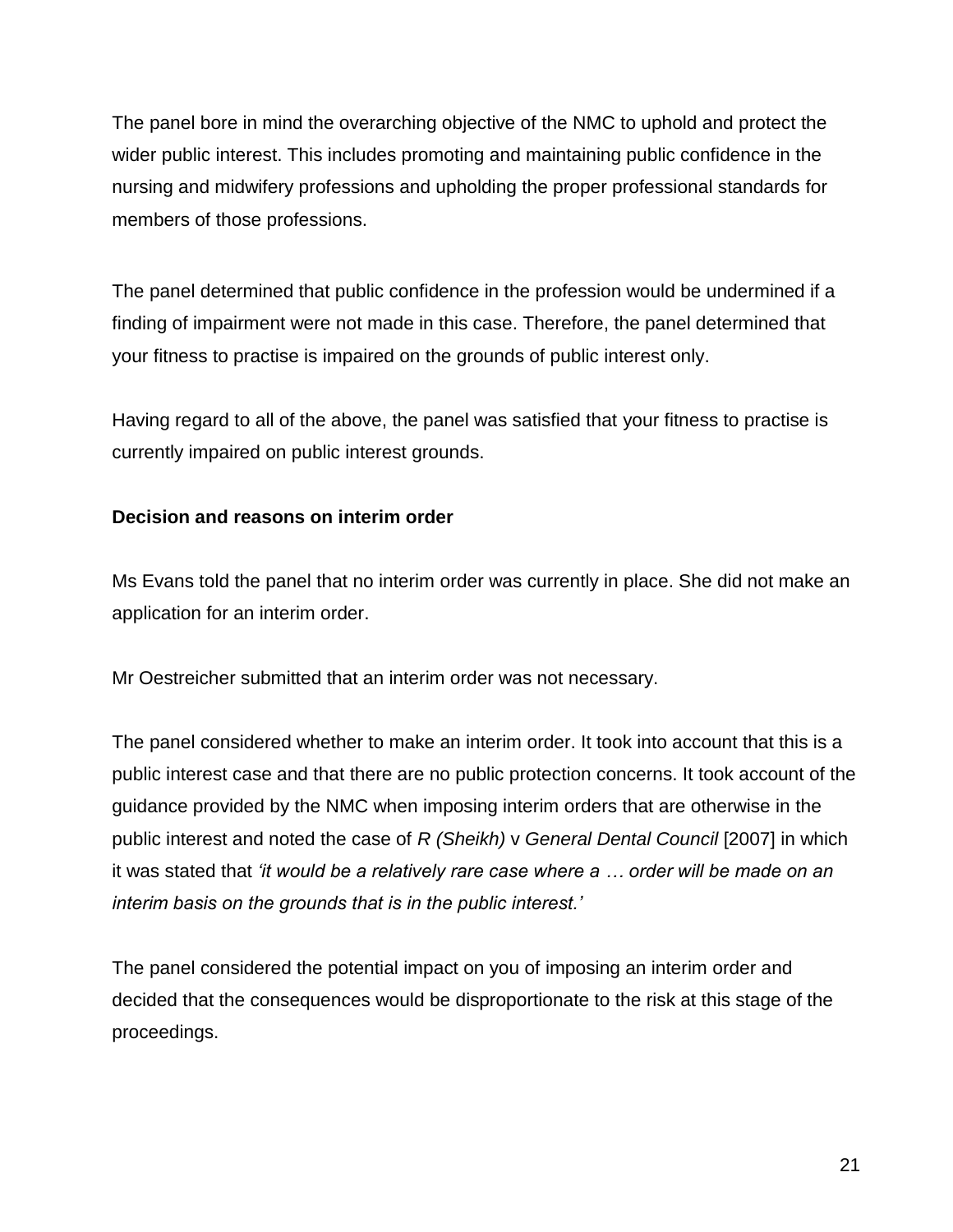The panel bore in mind the overarching objective of the NMC to uphold and protect the wider public interest. This includes promoting and maintaining public confidence in the nursing and midwifery professions and upholding the proper professional standards for members of those professions.

The panel determined that public confidence in the profession would be undermined if a finding of impairment were not made in this case. Therefore, the panel determined that your fitness to practise is impaired on the grounds of public interest only.

Having regard to all of the above, the panel was satisfied that your fitness to practise is currently impaired on public interest grounds.

**Decision and reasons on interim order**

Ms Evans told the panel that no interim order was currently in place. She did not make an application for an interim order.

Mr Oestreicher submitted that an interim order was not necessary.

The panel considered whether to make an interim order. It took into account that this is a public interest case and that there are no public protection concerns. It took account of the guidance provided by the NMC when imposing interim orders that are otherwise in the public interest and noted the case of *R (Sheikh)* v *General Dental Council* [2007] in which it was stated that *'it would be a relatively rare case where a … order will be made on an interim basis on the grounds that is in the public interest.'*

The panel considered the potential impact on you of imposing an interim order and decided that the consequences would be disproportionate to the risk at this stage of the proceedings.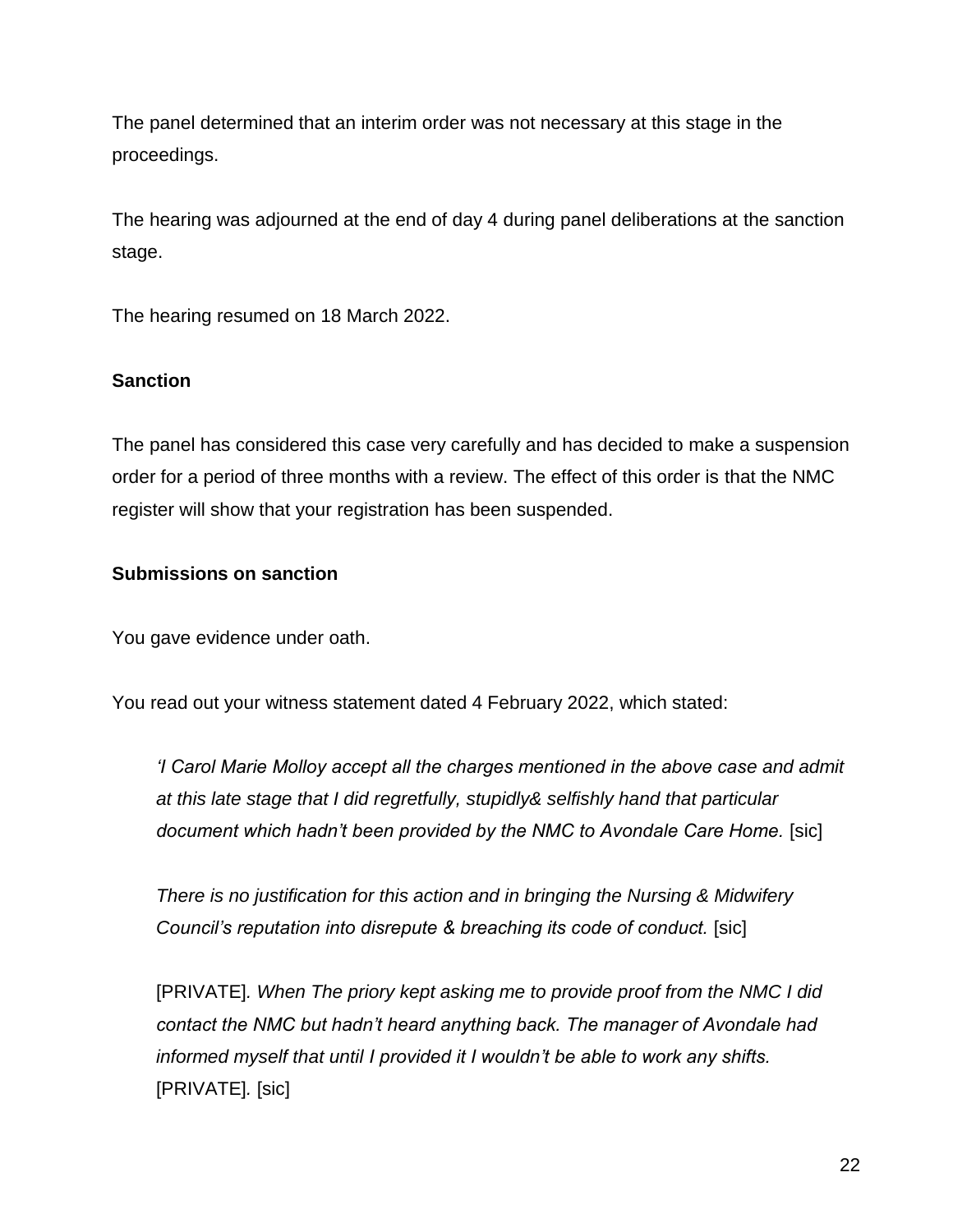The panel determined that an interim order was not necessary at this stage in the proceedings.

The hearing was adjourned at the end of day 4 during panel deliberations at the sanction stage.

The hearing resumed on 18 March 2022.

**Sanction**

The panel has considered this case very carefully and has decided to make a suspension order for a period of three months with a review. The effect of this order is that the NMC register will show that your registration has been suspended.

**Submissions on sanction**

You gave evidence under oath.

You read out your witness statement dated 4 February 2022, which stated:

> *'I Carol Marie Molloy accept all the charges mentioned in the above case and admit at this late stage that I did regretfully, stupidly& selfishly hand that particular document which hadn't been provided by the NMC to Avondale Care Home.* [sic]
>
> *There is no justification for this action and in bringing the Nursing & Midwifery Council's reputation into disrepute & breaching its code of conduct.* [sic]
>
> [PRIVATE]. *When The priory kept asking me to provide proof from the NMC I did contact the NMC but hadn't heard anything back. The manager of Avondale had informed myself that until I provided it I wouldn't be able to work any shifts.* [PRIVATE]. [sic]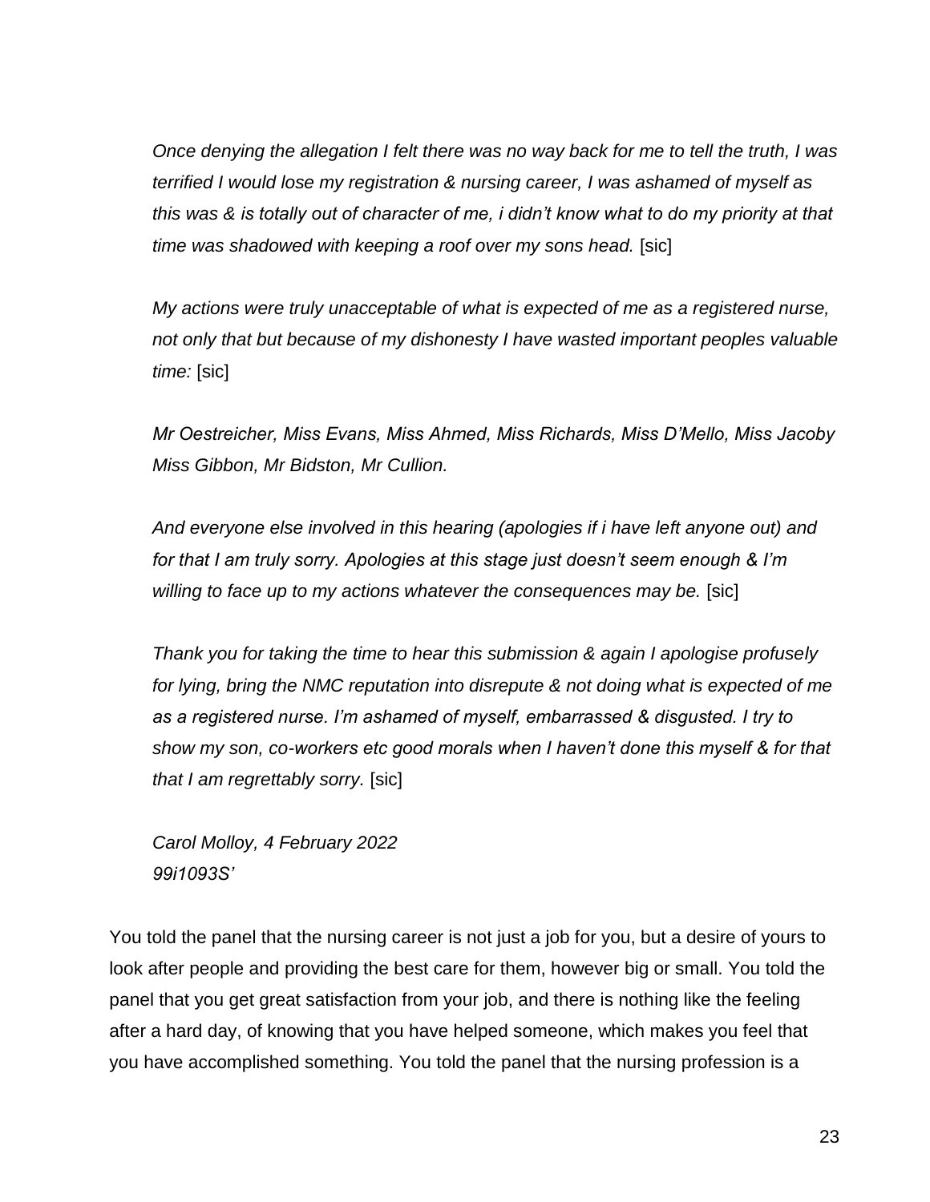*Once denying the allegation I felt there was no way back for me to tell the truth, I was terrified I would lose my registration & nursing career, I was ashamed of myself as this was & is totally out of character of me, i didn't know what to do my priority at that time was shadowed with keeping a roof over my sons head.* [sic]

*My actions were truly unacceptable of what is expected of me as a registered nurse, not only that but because of my dishonesty I have wasted important peoples valuable time:* [sic]

*Mr Oestreicher, Miss Evans, Miss Ahmed, Miss Richards, Miss D'Mello, Miss Jacoby Miss Gibbon, Mr Bidston, Mr Cullion.*

*And everyone else involved in this hearing (apologies if i have left anyone out) and for that I am truly sorry. Apologies at this stage just doesn't seem enough & I'm willing to face up to my actions whatever the consequences may be.* [sic]

*Thank you for taking the time to hear this submission & again I apologise profusely for lying, bring the NMC reputation into disrepute & not doing what is expected of me as a registered nurse. I'm ashamed of myself, embarrassed & disgusted. I try to show my son, co-workers etc good morals when I haven't done this myself & for that that I am regrettably sorry.* [sic]

*Carol Molloy, 4 February 2022*
*99i1093S'*

You told the panel that the nursing career is not just a job for you, but a desire of yours to look after people and providing the best care for them, however big or small. You told the panel that you get great satisfaction from your job, and there is nothing like the feeling after a hard day, of knowing that you have helped someone, which makes you feel that you have accomplished something. You told the panel that the nursing profession is a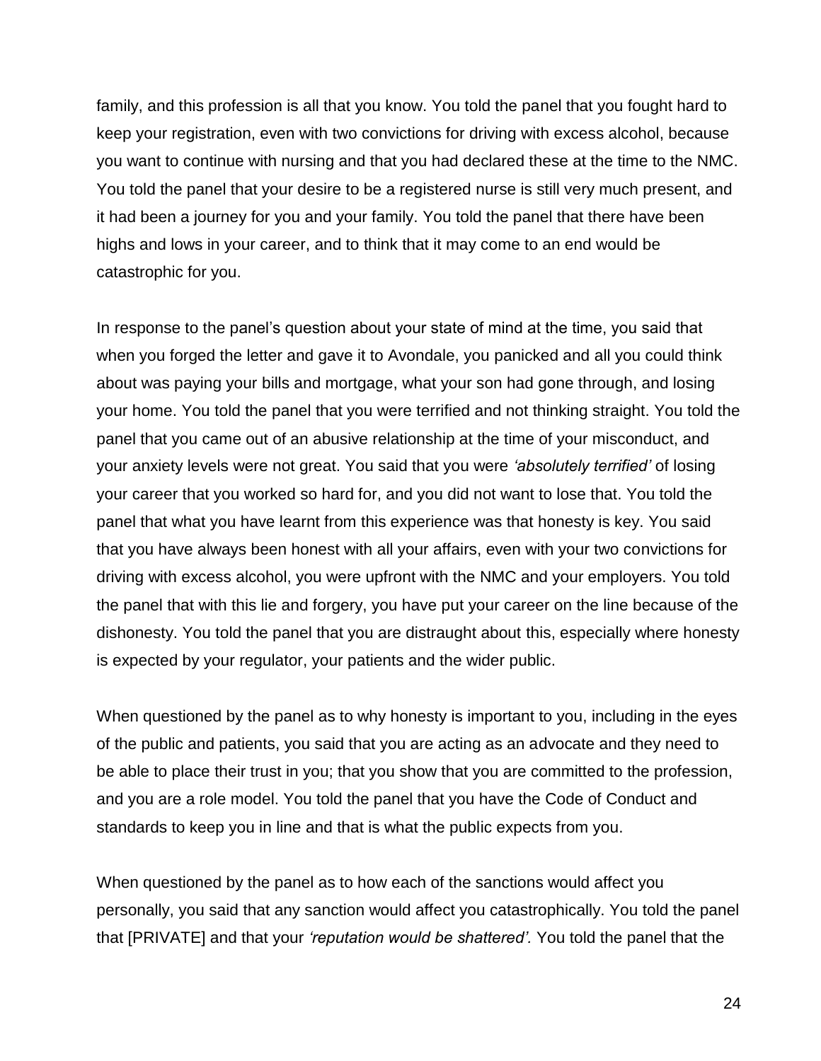family, and this profession is all that you know. You told the panel that you fought hard to keep your registration, even with two convictions for driving with excess alcohol, because you want to continue with nursing and that you had declared these at the time to the NMC. You told the panel that your desire to be a registered nurse is still very much present, and it had been a journey for you and your family. You told the panel that there have been highs and lows in your career, and to think that it may come to an end would be catastrophic for you.

In response to the panel's question about your state of mind at the time, you said that when you forged the letter and gave it to Avondale, you panicked and all you could think about was paying your bills and mortgage, what your son had gone through, and losing your home. You told the panel that you were terrified and not thinking straight. You told the panel that you came out of an abusive relationship at the time of your misconduct, and your anxiety levels were not great. You said that you were *'absolutely terrified'* of losing your career that you worked so hard for, and you did not want to lose that. You told the panel that what you have learnt from this experience was that honesty is key. You said that you have always been honest with all your affairs, even with your two convictions for driving with excess alcohol, you were upfront with the NMC and your employers. You told the panel that with this lie and forgery, you have put your career on the line because of the dishonesty. You told the panel that you are distraught about this, especially where honesty is expected by your regulator, your patients and the wider public.

When questioned by the panel as to why honesty is important to you, including in the eyes of the public and patients, you said that you are acting as an advocate and they need to be able to place their trust in you; that you show that you are committed to the profession, and you are a role model. You told the panel that you have the Code of Conduct and standards to keep you in line and that is what the public expects from you.

When questioned by the panel as to how each of the sanctions would affect you personally, you said that any sanction would affect you catastrophically. You told the panel that [PRIVATE] and that your *'reputation would be shattered'*. You told the panel that the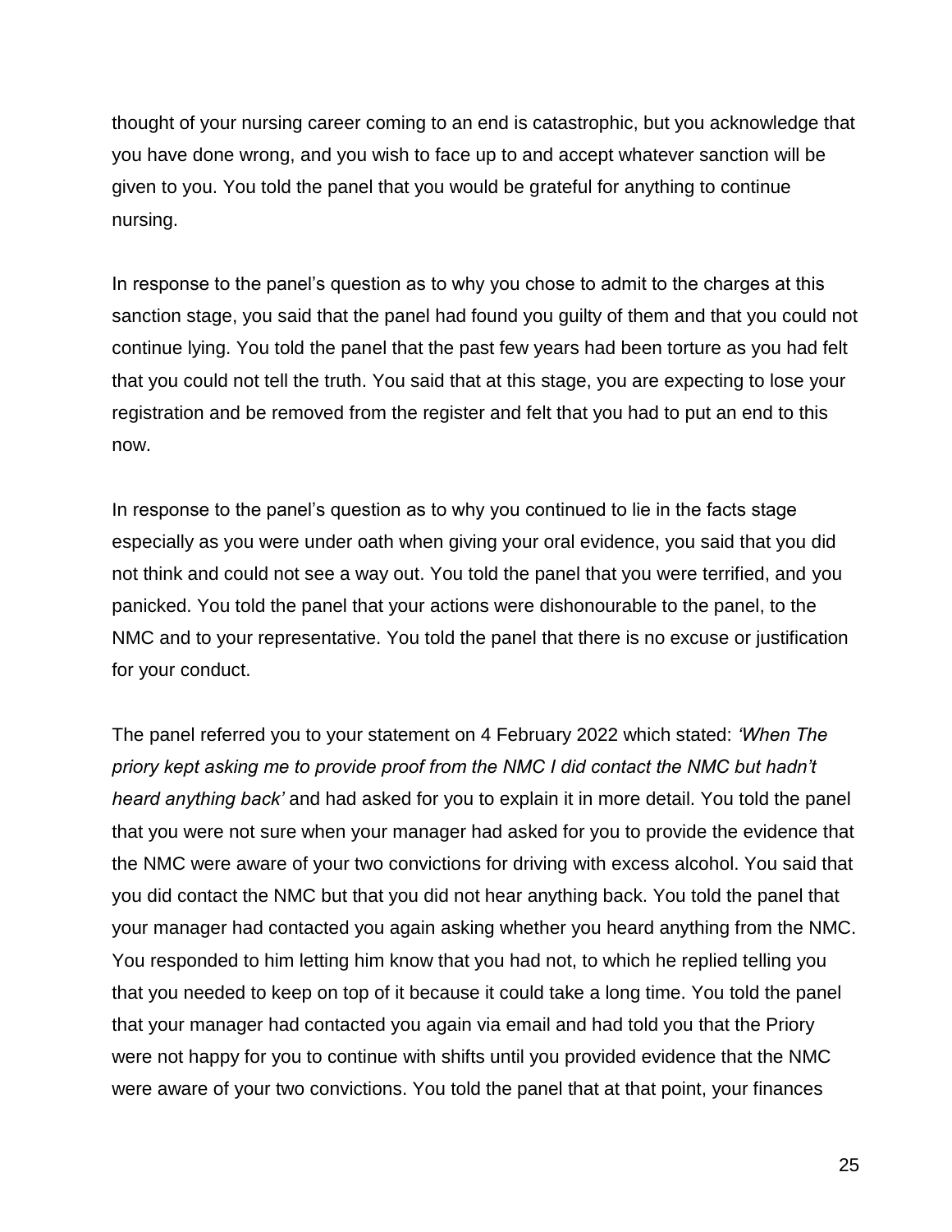thought of your nursing career coming to an end is catastrophic, but you acknowledge that you have done wrong, and you wish to face up to and accept whatever sanction will be given to you. You told the panel that you would be grateful for anything to continue nursing.

In response to the panel's question as to why you chose to admit to the charges at this sanction stage, you said that the panel had found you guilty of them and that you could not continue lying. You told the panel that the past few years had been torture as you had felt that you could not tell the truth. You said that at this stage, you are expecting to lose your registration and be removed from the register and felt that you had to put an end to this now.

In response to the panel's question as to why you continued to lie in the facts stage especially as you were under oath when giving your oral evidence, you said that you did not think and could not see a way out. You told the panel that you were terrified, and you panicked. You told the panel that your actions were dishonourable to the panel, to the NMC and to your representative. You told the panel that there is no excuse or justification for your conduct.

The panel referred you to your statement on 4 February 2022 which stated: *'When The priory kept asking me to provide proof from the NMC I did contact the NMC but hadn't heard anything back'* and had asked for you to explain it in more detail. You told the panel that you were not sure when your manager had asked for you to provide the evidence that the NMC were aware of your two convictions for driving with excess alcohol. You said that you did contact the NMC but that you did not hear anything back. You told the panel that your manager had contacted you again asking whether you heard anything from the NMC. You responded to him letting him know that you had not, to which he replied telling you that you needed to keep on top of it because it could take a long time. You told the panel that your manager had contacted you again via email and had told you that the Priory were not happy for you to continue with shifts until you provided evidence that the NMC were aware of your two convictions. You told the panel that at that point, your finances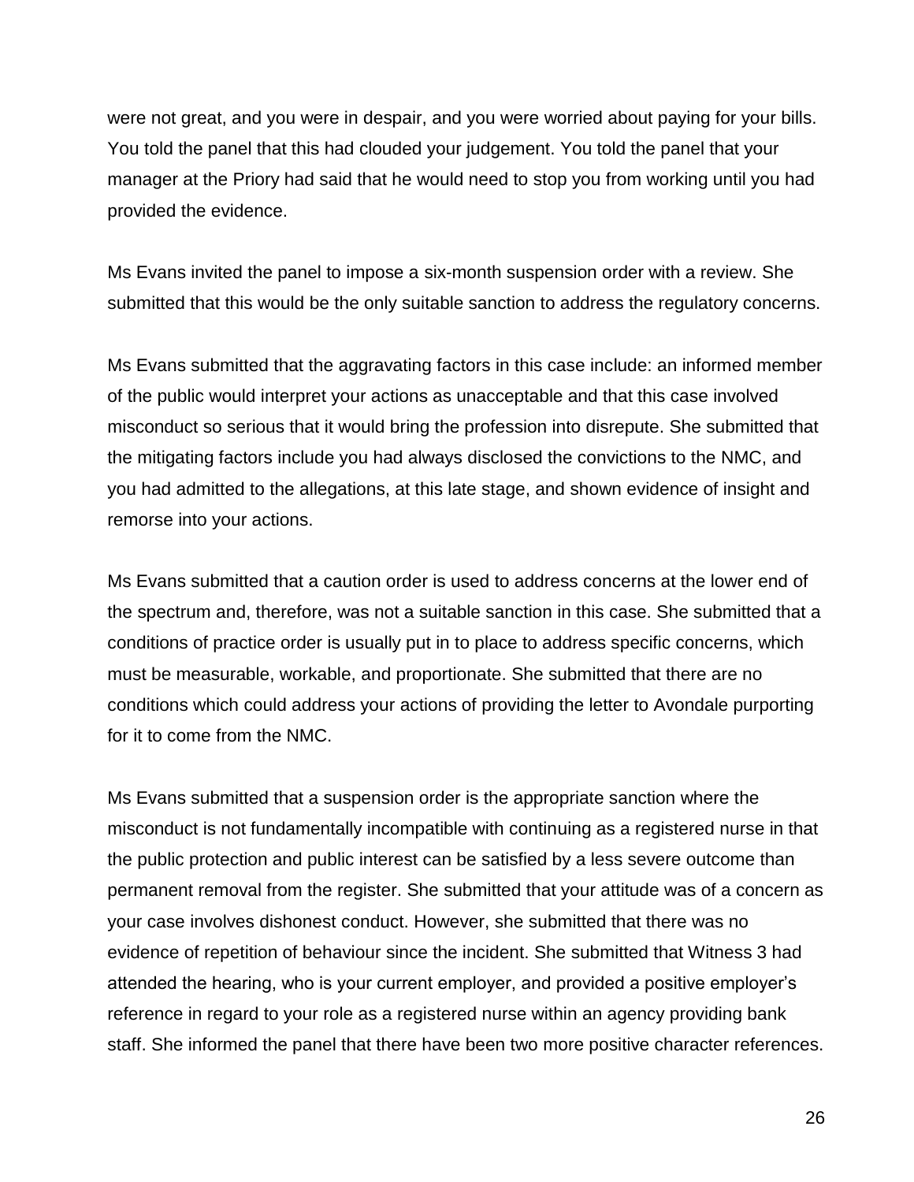were not great, and you were in despair, and you were worried about paying for your bills. You told the panel that this had clouded your judgement. You told the panel that your manager at the Priory had said that he would need to stop you from working until you had provided the evidence.

Ms Evans invited the panel to impose a six-month suspension order with a review. She submitted that this would be the only suitable sanction to address the regulatory concerns.

Ms Evans submitted that the aggravating factors in this case include: an informed member of the public would interpret your actions as unacceptable and that this case involved misconduct so serious that it would bring the profession into disrepute. She submitted that the mitigating factors include you had always disclosed the convictions to the NMC, and you had admitted to the allegations, at this late stage, and shown evidence of insight and remorse into your actions.

Ms Evans submitted that a caution order is used to address concerns at the lower end of the spectrum and, therefore, was not a suitable sanction in this case. She submitted that a conditions of practice order is usually put in to place to address specific concerns, which must be measurable, workable, and proportionate. She submitted that there are no conditions which could address your actions of providing the letter to Avondale purporting for it to come from the NMC.

Ms Evans submitted that a suspension order is the appropriate sanction where the misconduct is not fundamentally incompatible with continuing as a registered nurse in that the public protection and public interest can be satisfied by a less severe outcome than permanent removal from the register. She submitted that your attitude was of a concern as your case involves dishonest conduct. However, she submitted that there was no evidence of repetition of behaviour since the incident. She submitted that Witness 3 had attended the hearing, who is your current employer, and provided a positive employer's reference in regard to your role as a registered nurse within an agency providing bank staff. She informed the panel that there have been two more positive character references.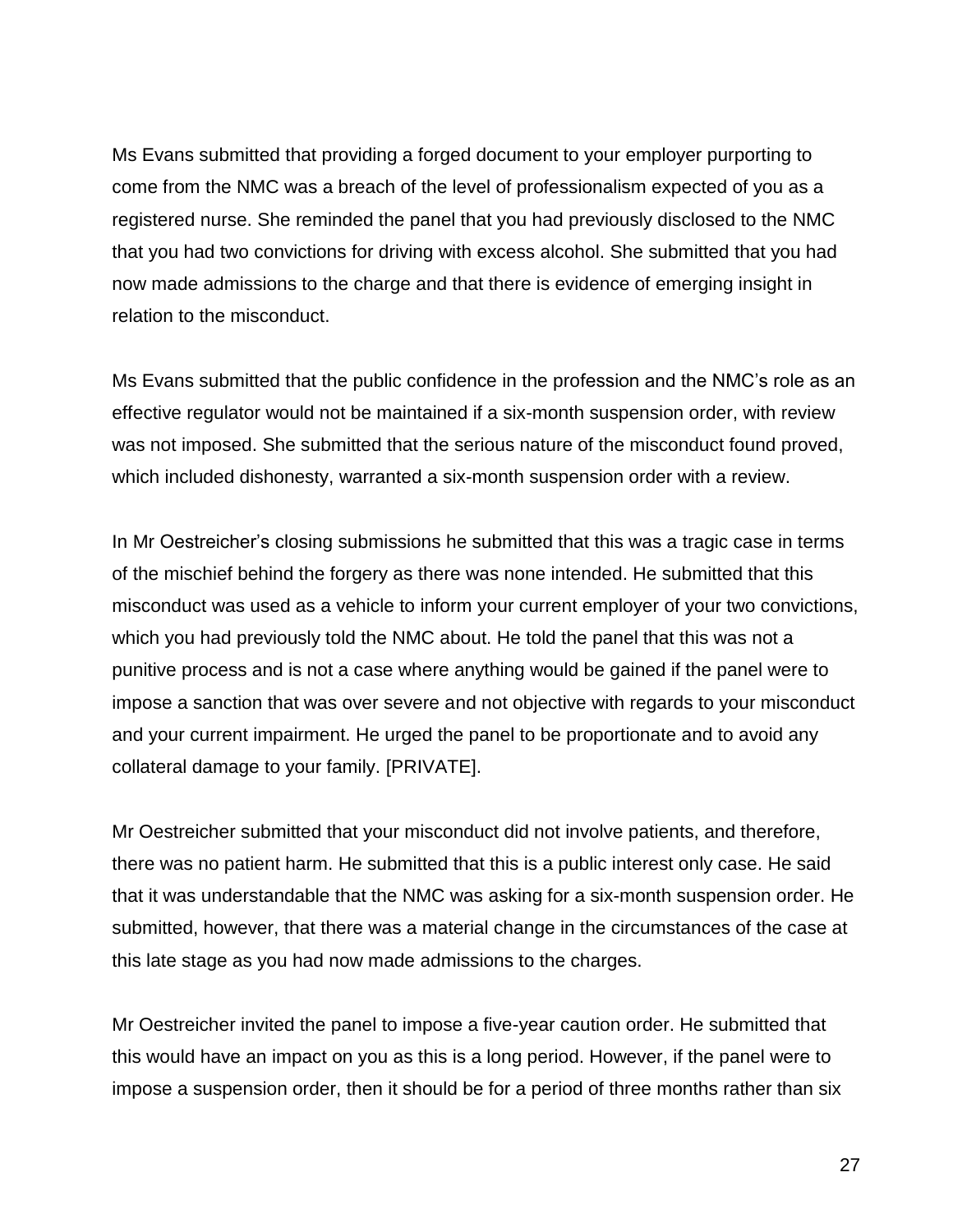Ms Evans submitted that providing a forged document to your employer purporting to come from the NMC was a breach of the level of professionalism expected of you as a registered nurse. She reminded the panel that you had previously disclosed to the NMC that you had two convictions for driving with excess alcohol. She submitted that you had now made admissions to the charge and that there is evidence of emerging insight in relation to the misconduct.

Ms Evans submitted that the public confidence in the profession and the NMC's role as an effective regulator would not be maintained if a six-month suspension order, with review was not imposed. She submitted that the serious nature of the misconduct found proved, which included dishonesty, warranted a six-month suspension order with a review.

In Mr Oestreicher's closing submissions he submitted that this was a tragic case in terms of the mischief behind the forgery as there was none intended. He submitted that this misconduct was used as a vehicle to inform your current employer of your two convictions, which you had previously told the NMC about. He told the panel that this was not a punitive process and is not a case where anything would be gained if the panel were to impose a sanction that was over severe and not objective with regards to your misconduct and your current impairment. He urged the panel to be proportionate and to avoid any collateral damage to your family. [PRIVATE].

Mr Oestreicher submitted that your misconduct did not involve patients, and therefore, there was no patient harm. He submitted that this is a public interest only case. He said that it was understandable that the NMC was asking for a six-month suspension order. He submitted, however, that there was a material change in the circumstances of the case at this late stage as you had now made admissions to the charges.

Mr Oestreicher invited the panel to impose a five-year caution order. He submitted that this would have an impact on you as this is a long period. However, if the panel were to impose a suspension order, then it should be for a period of three months rather than six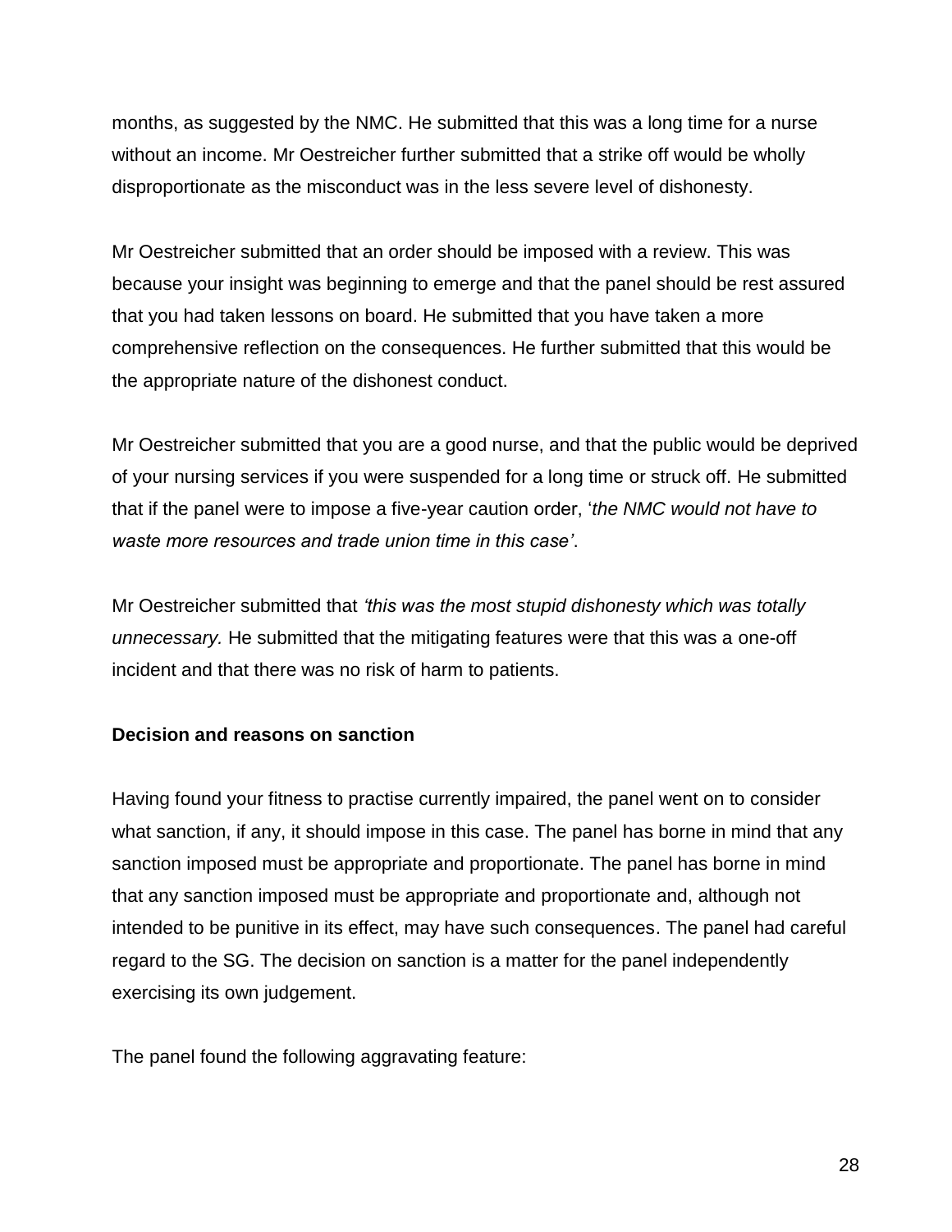months, as suggested by the NMC. He submitted that this was a long time for a nurse without an income. Mr Oestreicher further submitted that a strike off would be wholly disproportionate as the misconduct was in the less severe level of dishonesty.

Mr Oestreicher submitted that an order should be imposed with a review. This was because your insight was beginning to emerge and that the panel should be rest assured that you had taken lessons on board. He submitted that you have taken a more comprehensive reflection on the consequences. He further submitted that this would be the appropriate nature of the dishonest conduct.

Mr Oestreicher submitted that you are a good nurse, and that the public would be deprived of your nursing services if you were suspended for a long time or struck off. He submitted that if the panel were to impose a five-year caution order, '*the NMC would not have to waste more resources and trade union time in this case'*.

Mr Oestreicher submitted that *'this was the most stupid dishonesty which was totally unnecessary.* He submitted that the mitigating features were that this was a one-off incident and that there was no risk of harm to patients.

**Decision and reasons on sanction**

Having found your fitness to practise currently impaired, the panel went on to consider what sanction, if any, it should impose in this case. The panel has borne in mind that any sanction imposed must be appropriate and proportionate. The panel has borne in mind that any sanction imposed must be appropriate and proportionate and, although not intended to be punitive in its effect, may have such consequences. The panel had careful regard to the SG. The decision on sanction is a matter for the panel independently exercising its own judgement.

The panel found the following aggravating feature: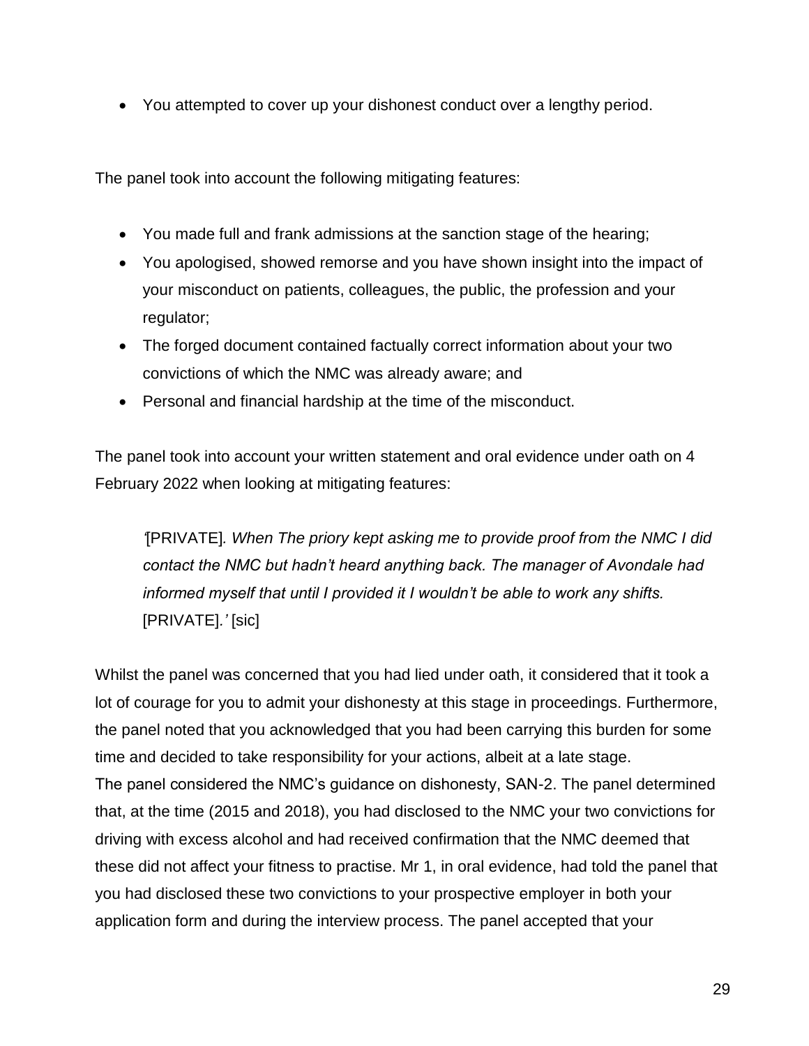- You attempted to cover up your dishonest conduct over a lengthy period.

The panel took into account the following mitigating features:

- You made full and frank admissions at the sanction stage of the hearing;
- You apologised, showed remorse and you have shown insight into the impact of your misconduct on patients, colleagues, the public, the profession and your regulator;
- The forged document contained factually correct information about your two convictions of which the NMC was already aware; and
- Personal and financial hardship at the time of the misconduct.

The panel took into account your written statement and oral evidence under oath on 4 February 2022 when looking at mitigating features:

> *'*[PRIVATE]*. When The priory kept asking me to provide proof from the NMC I did contact the NMC but hadn't heard anything back. The manager of Avondale had informed myself that until I provided it I wouldn't be able to work any shifts.* [PRIVATE]*.'* [sic]

Whilst the panel was concerned that you had lied under oath, it considered that it took a lot of courage for you to admit your dishonesty at this stage in proceedings. Furthermore, the panel noted that you acknowledged that you had been carrying this burden for some time and decided to take responsibility for your actions, albeit at a late stage.
The panel considered the NMC's guidance on dishonesty, SAN-2. The panel determined that, at the time (2015 and 2018), you had disclosed to the NMC your two convictions for driving with excess alcohol and had received confirmation that the NMC deemed that these did not affect your fitness to practise. Mr 1, in oral evidence, had told the panel that you had disclosed these two convictions to your prospective employer in both your application form and during the interview process. The panel accepted that your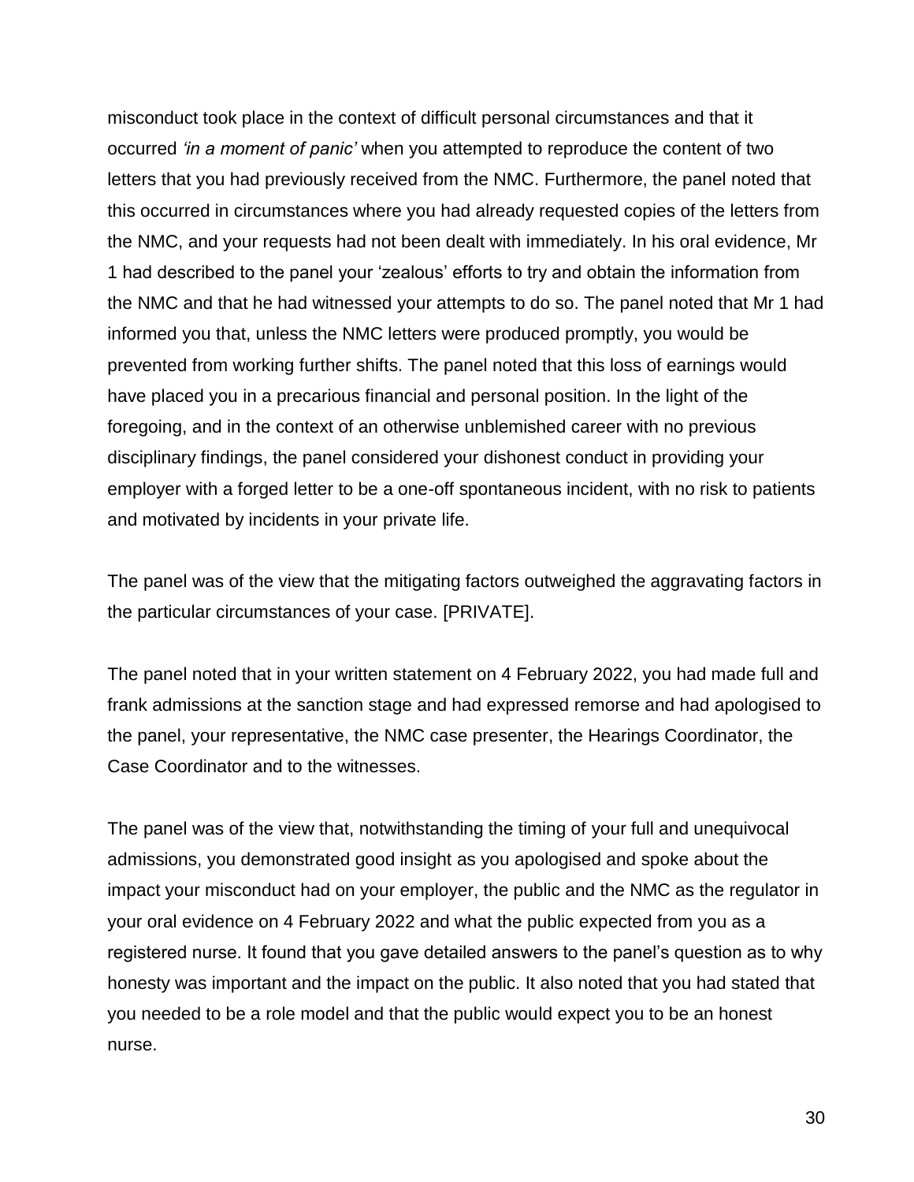misconduct took place in the context of difficult personal circumstances and that it occurred *'in a moment of panic'* when you attempted to reproduce the content of two letters that you had previously received from the NMC. Furthermore, the panel noted that this occurred in circumstances where you had already requested copies of the letters from the NMC, and your requests had not been dealt with immediately. In his oral evidence, Mr 1 had described to the panel your 'zealous' efforts to try and obtain the information from the NMC and that he had witnessed your attempts to do so. The panel noted that Mr 1 had informed you that, unless the NMC letters were produced promptly, you would be prevented from working further shifts. The panel noted that this loss of earnings would have placed you in a precarious financial and personal position. In the light of the foregoing, and in the context of an otherwise unblemished career with no previous disciplinary findings, the panel considered your dishonest conduct in providing your employer with a forged letter to be a one-off spontaneous incident, with no risk to patients and motivated by incidents in your private life.

The panel was of the view that the mitigating factors outweighed the aggravating factors in the particular circumstances of your case. [PRIVATE].

The panel noted that in your written statement on 4 February 2022, you had made full and frank admissions at the sanction stage and had expressed remorse and had apologised to the panel, your representative, the NMC case presenter, the Hearings Coordinator, the Case Coordinator and to the witnesses.

The panel was of the view that, notwithstanding the timing of your full and unequivocal admissions, you demonstrated good insight as you apologised and spoke about the impact your misconduct had on your employer, the public and the NMC as the regulator in your oral evidence on 4 February 2022 and what the public expected from you as a registered nurse. It found that you gave detailed answers to the panel's question as to why honesty was important and the impact on the public. It also noted that you had stated that you needed to be a role model and that the public would expect you to be an honest nurse.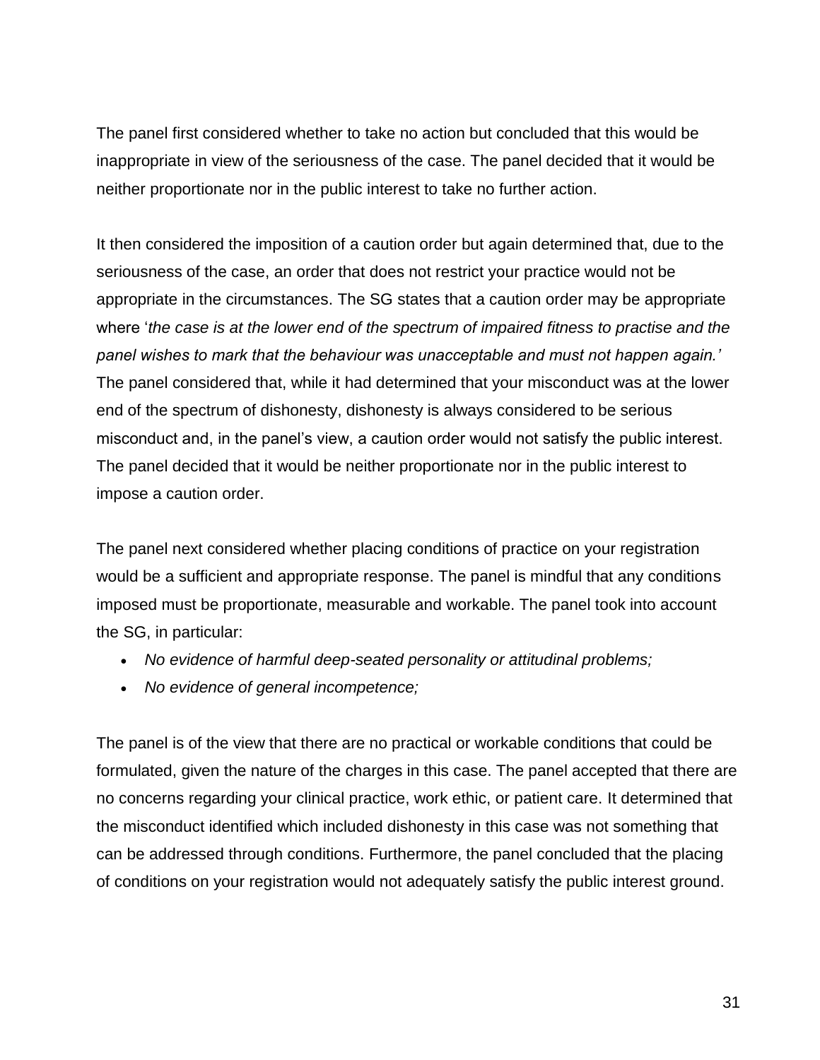The panel first considered whether to take no action but concluded that this would be inappropriate in view of the seriousness of the case. The panel decided that it would be neither proportionate nor in the public interest to take no further action.

It then considered the imposition of a caution order but again determined that, due to the seriousness of the case, an order that does not restrict your practice would not be appropriate in the circumstances. The SG states that a caution order may be appropriate where '*the case is at the lower end of the spectrum of impaired fitness to practise and the panel wishes to mark that the behaviour was unacceptable and must not happen again.'* The panel considered that, while it had determined that your misconduct was at the lower end of the spectrum of dishonesty, dishonesty is always considered to be serious misconduct and, in the panel's view, a caution order would not satisfy the public interest. The panel decided that it would be neither proportionate nor in the public interest to impose a caution order.

The panel next considered whether placing conditions of practice on your registration would be a sufficient and appropriate response. The panel is mindful that any conditions imposed must be proportionate, measurable and workable. The panel took into account the SG, in particular:

- *No evidence of harmful deep-seated personality or attitudinal problems;*
- *No evidence of general incompetence;*

The panel is of the view that there are no practical or workable conditions that could be formulated, given the nature of the charges in this case. The panel accepted that there are no concerns regarding your clinical practice, work ethic, or patient care. It determined that the misconduct identified which included dishonesty in this case was not something that can be addressed through conditions. Furthermore, the panel concluded that the placing of conditions on your registration would not adequately satisfy the public interest ground.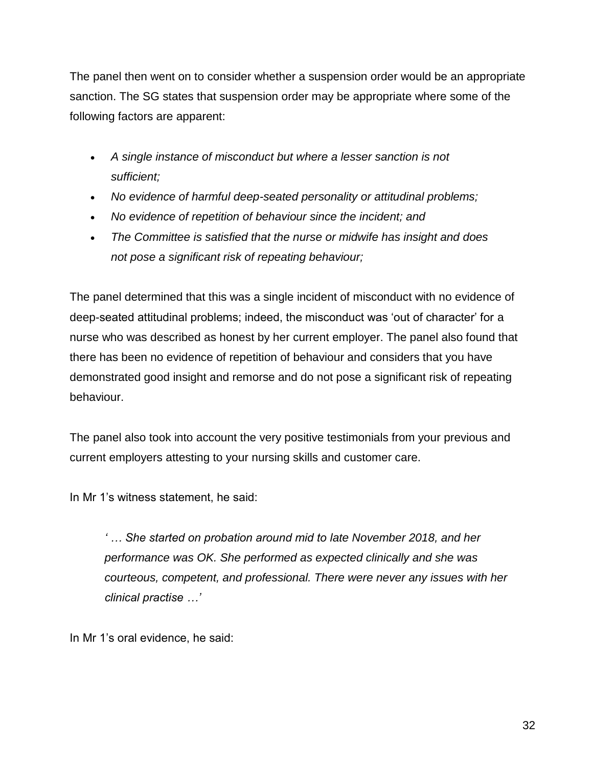The panel then went on to consider whether a suspension order would be an appropriate sanction. The SG states that suspension order may be appropriate where some of the following factors are apparent:

- *A single instance of misconduct but where a lesser sanction is not sufficient;*
- *No evidence of harmful deep-seated personality or attitudinal problems;*
- *No evidence of repetition of behaviour since the incident; and*
- *The Committee is satisfied that the nurse or midwife has insight and does not pose a significant risk of repeating behaviour;*

The panel determined that this was a single incident of misconduct with no evidence of deep-seated attitudinal problems; indeed, the misconduct was 'out of character' for a nurse who was described as honest by her current employer. The panel also found that there has been no evidence of repetition of behaviour and considers that you have demonstrated good insight and remorse and do not pose a significant risk of repeating behaviour.

The panel also took into account the very positive testimonials from your previous and current employers attesting to your nursing skills and customer care.

In Mr 1's witness statement, he said:

> *' … She started on probation around mid to late November 2018, and her performance was OK. She performed as expected clinically and she was courteous, competent, and professional. There were never any issues with her clinical practise …'*

In Mr 1's oral evidence, he said: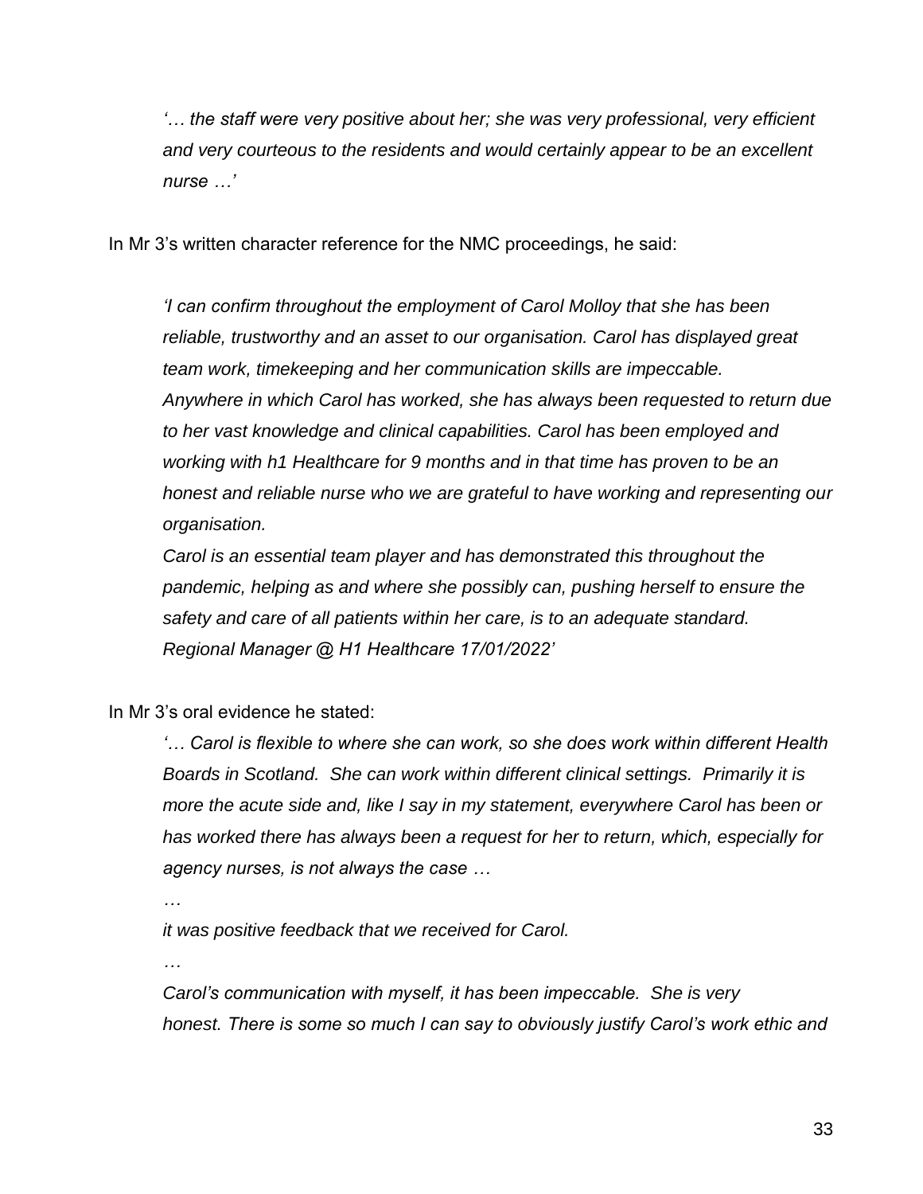*'… the staff were very positive about her; she was very professional, very efficient and very courteous to the residents and would certainly appear to be an excellent nurse …'*

In Mr 3's written character reference for the NMC proceedings, he said:

> *'I can confirm throughout the employment of Carol Molloy that she has been reliable, trustworthy and an asset to our organisation. Carol has displayed great team work, timekeeping and her communication skills are impeccable.*
> *Anywhere in which Carol has worked, she has always been requested to return due to her vast knowledge and clinical capabilities. Carol has been employed and working with h1 Healthcare for 9 months and in that time has proven to be an honest and reliable nurse who we are grateful to have working and representing our organisation.*
> *Carol is an essential team player and has demonstrated this throughout the pandemic, helping as and where she possibly can, pushing herself to ensure the safety and care of all patients within her care, is to an adequate standard.*
> *Regional Manager @ H1 Healthcare 17/01/2022'*

In Mr 3's oral evidence he stated:

> *'… Carol is flexible to where she can work, so she does work within different Health Boards in Scotland. She can work within different clinical settings. Primarily it is more the acute side and, like I say in my statement, everywhere Carol has been or has worked there has always been a request for her to return, which, especially for agency nurses, is not always the case …*
>
> *…*
>
> *it was positive feedback that we received for Carol.*
>
> *…*
>
> *Carol's communication with myself, it has been impeccable. She is very honest. There is some so much I can say to obviously justify Carol's work ethic and*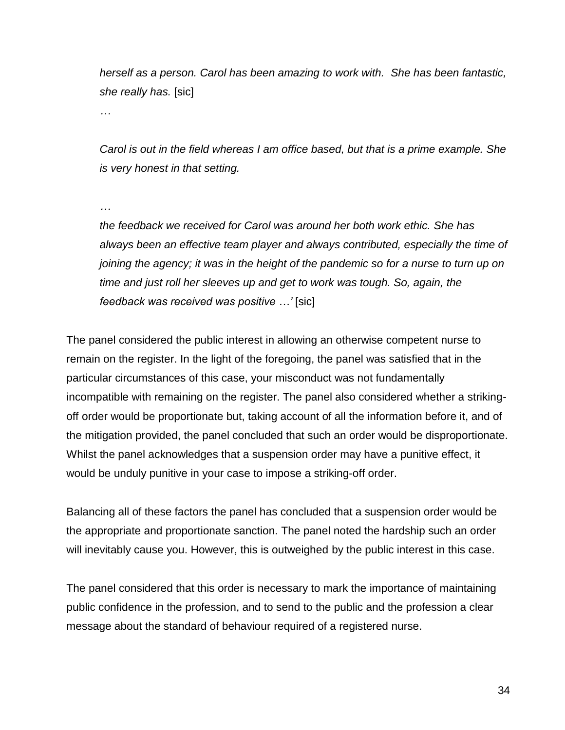*herself as a person. Carol has been amazing to work with. She has been fantastic, she really has.* [sic]

*…*

*Carol is out in the field whereas I am office based, but that is a prime example. She is very honest in that setting.*

*…*

*the feedback we received for Carol was around her both work ethic. She has always been an effective team player and always contributed, especially the time of joining the agency; it was in the height of the pandemic so for a nurse to turn up on time and just roll her sleeves up and get to work was tough. So, again, the feedback was received was positive …'* [sic]

The panel considered the public interest in allowing an otherwise competent nurse to remain on the register. In the light of the foregoing, the panel was satisfied that in the particular circumstances of this case, your misconduct was not fundamentally incompatible with remaining on the register. The panel also considered whether a striking-off order would be proportionate but, taking account of all the information before it, and of the mitigation provided, the panel concluded that such an order would be disproportionate. Whilst the panel acknowledges that a suspension order may have a punitive effect, it would be unduly punitive in your case to impose a striking-off order.

Balancing all of these factors the panel has concluded that a suspension order would be the appropriate and proportionate sanction. The panel noted the hardship such an order will inevitably cause you. However, this is outweighed by the public interest in this case.

The panel considered that this order is necessary to mark the importance of maintaining public confidence in the profession, and to send to the public and the profession a clear message about the standard of behaviour required of a registered nurse.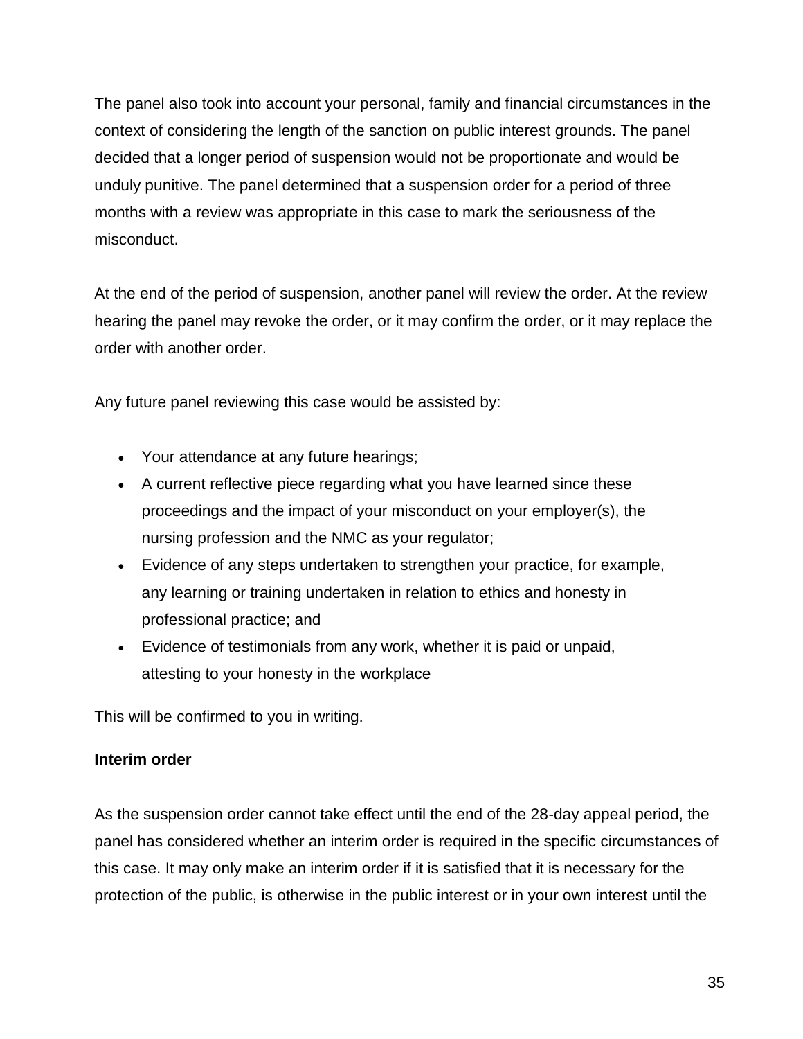The panel also took into account your personal, family and financial circumstances in the context of considering the length of the sanction on public interest grounds. The panel decided that a longer period of suspension would not be proportionate and would be unduly punitive. The panel determined that a suspension order for a period of three months with a review was appropriate in this case to mark the seriousness of the misconduct.

At the end of the period of suspension, another panel will review the order. At the review hearing the panel may revoke the order, or it may confirm the order, or it may replace the order with another order.

Any future panel reviewing this case would be assisted by:

- Your attendance at any future hearings;
- A current reflective piece regarding what you have learned since these proceedings and the impact of your misconduct on your employer(s), the nursing profession and the NMC as your regulator;
- Evidence of any steps undertaken to strengthen your practice, for example, any learning or training undertaken in relation to ethics and honesty in professional practice; and
- Evidence of testimonials from any work, whether it is paid or unpaid, attesting to your honesty in the workplace

This will be confirmed to you in writing.

**Interim order**

As the suspension order cannot take effect until the end of the 28-day appeal period, the panel has considered whether an interim order is required in the specific circumstances of this case. It may only make an interim order if it is satisfied that it is necessary for the protection of the public, is otherwise in the public interest or in your own interest until the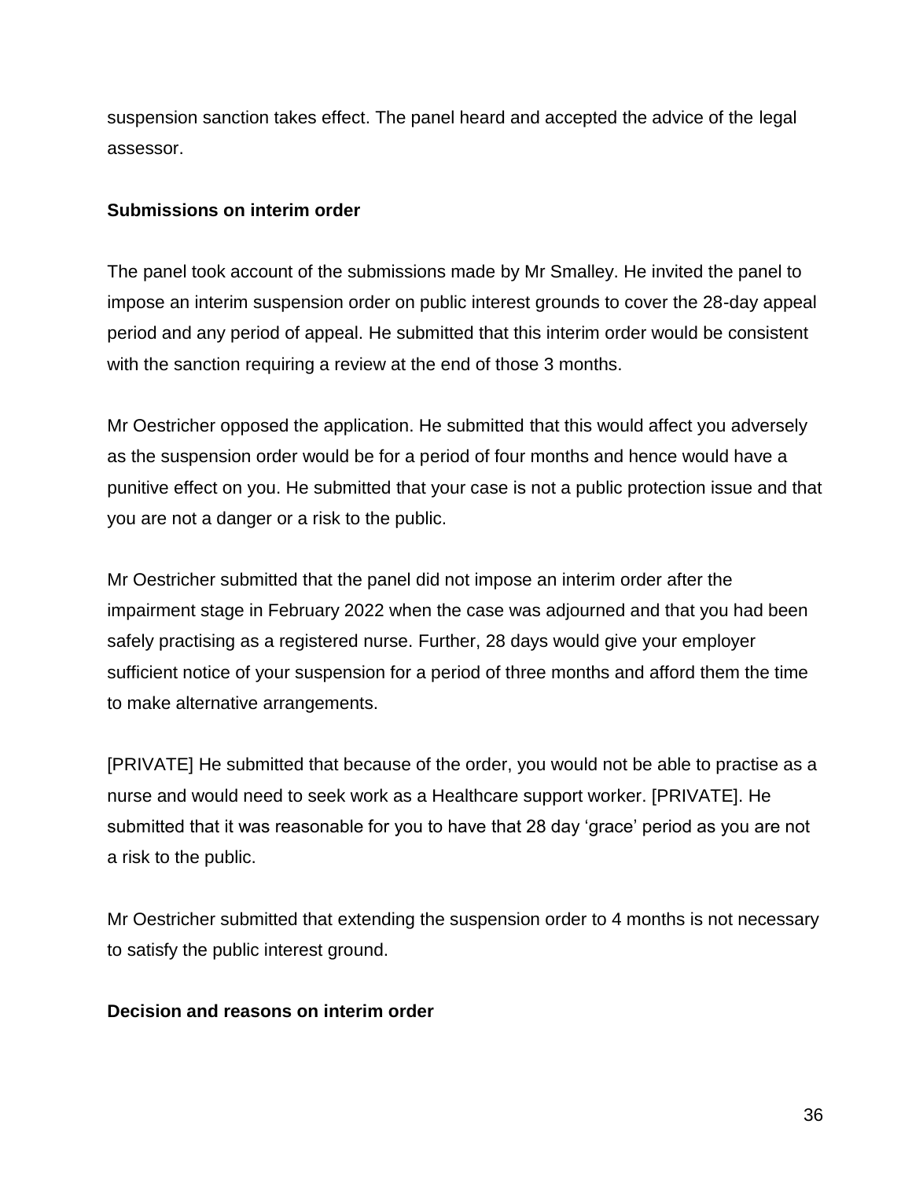suspension sanction takes effect. The panel heard and accepted the advice of the legal assessor.

**Submissions on interim order**

The panel took account of the submissions made by Mr Smalley. He invited the panel to impose an interim suspension order on public interest grounds to cover the 28-day appeal period and any period of appeal. He submitted that this interim order would be consistent with the sanction requiring a review at the end of those 3 months.

Mr Oestricher opposed the application. He submitted that this would affect you adversely as the suspension order would be for a period of four months and hence would have a punitive effect on you. He submitted that your case is not a public protection issue and that you are not a danger or a risk to the public.

Mr Oestricher submitted that the panel did not impose an interim order after the impairment stage in February 2022 when the case was adjourned and that you had been safely practising as a registered nurse. Further, 28 days would give your employer sufficient notice of your suspension for a period of three months and afford them the time to make alternative arrangements.

[PRIVATE] He submitted that because of the order, you would not be able to practise as a nurse and would need to seek work as a Healthcare support worker. [PRIVATE]. He submitted that it was reasonable for you to have that 28 day 'grace' period as you are not a risk to the public.

Mr Oestricher submitted that extending the suspension order to 4 months is not necessary to satisfy the public interest ground.

**Decision and reasons on interim order**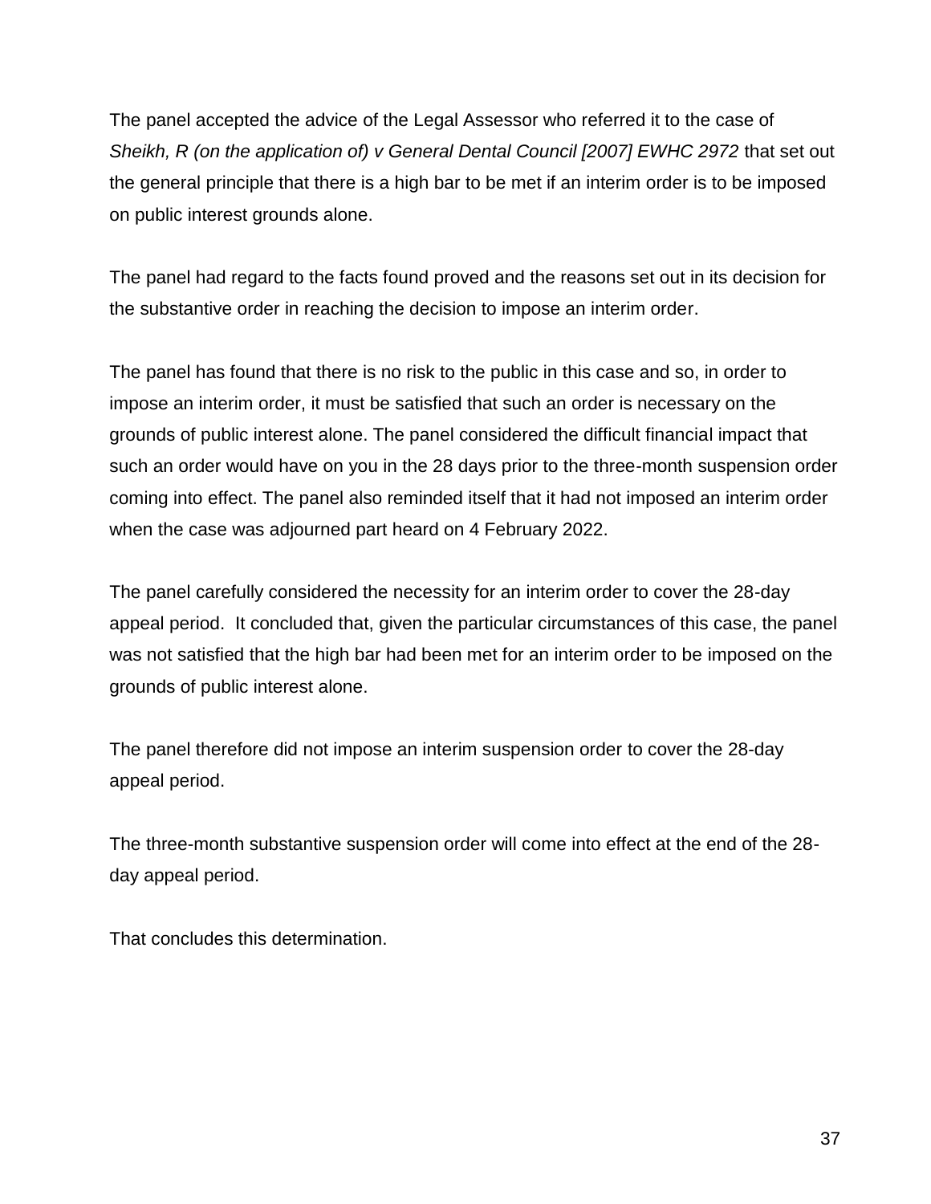The panel accepted the advice of the Legal Assessor who referred it to the case of *Sheikh, R (on the application of) v General Dental Council [2007] EWHC 2972* that set out the general principle that there is a high bar to be met if an interim order is to be imposed on public interest grounds alone.

The panel had regard to the facts found proved and the reasons set out in its decision for the substantive order in reaching the decision to impose an interim order.

The panel has found that there is no risk to the public in this case and so, in order to impose an interim order, it must be satisfied that such an order is necessary on the grounds of public interest alone. The panel considered the difficult financial impact that such an order would have on you in the 28 days prior to the three-month suspension order coming into effect. The panel also reminded itself that it had not imposed an interim order when the case was adjourned part heard on 4 February 2022.

The panel carefully considered the necessity for an interim order to cover the 28-day appeal period. It concluded that, given the particular circumstances of this case, the panel was not satisfied that the high bar had been met for an interim order to be imposed on the grounds of public interest alone.

The panel therefore did not impose an interim suspension order to cover the 28-day appeal period.

The three-month substantive suspension order will come into effect at the end of the 28-day appeal period.

That concludes this determination.